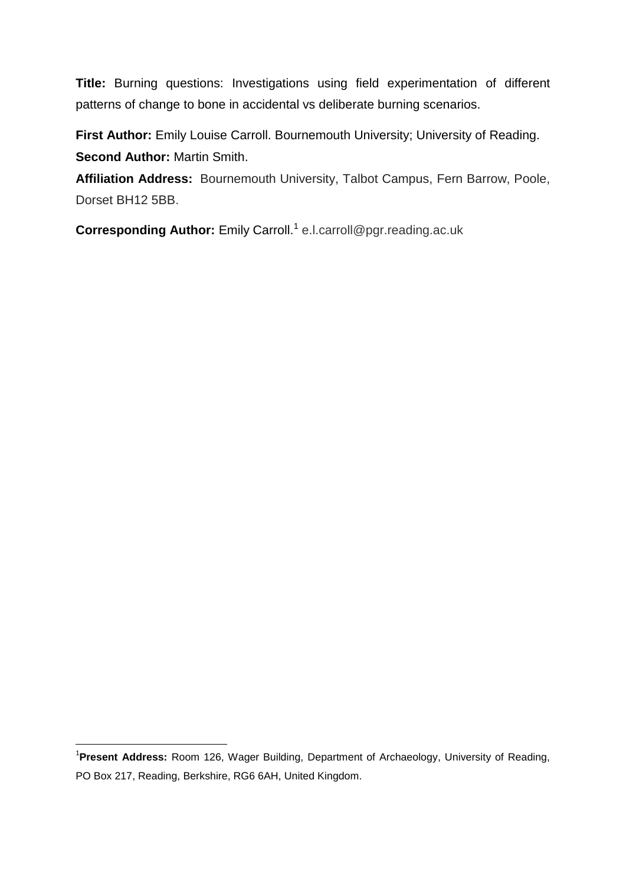**Title:** Burning questions: Investigations using field experimentation of different patterns of change to bone in accidental vs deliberate burning scenarios.

**First Author:** Emily Louise Carroll. Bournemouth University; University of Reading.
**Second Author:** Martin Smith.
**Affiliation Address:** Bournemouth University, Talbot Campus, Fern Barrow, Poole, Dorset BH12 5BB.

**Corresponding Author:** Emily Carroll.[1] e.l.carroll@pgr.reading.ac.uk

[1]**Present Address:** Room 126, Wager Building, Department of Archaeology, University of Reading, PO Box 217, Reading, Berkshire, RG6 6AH, United Kingdom.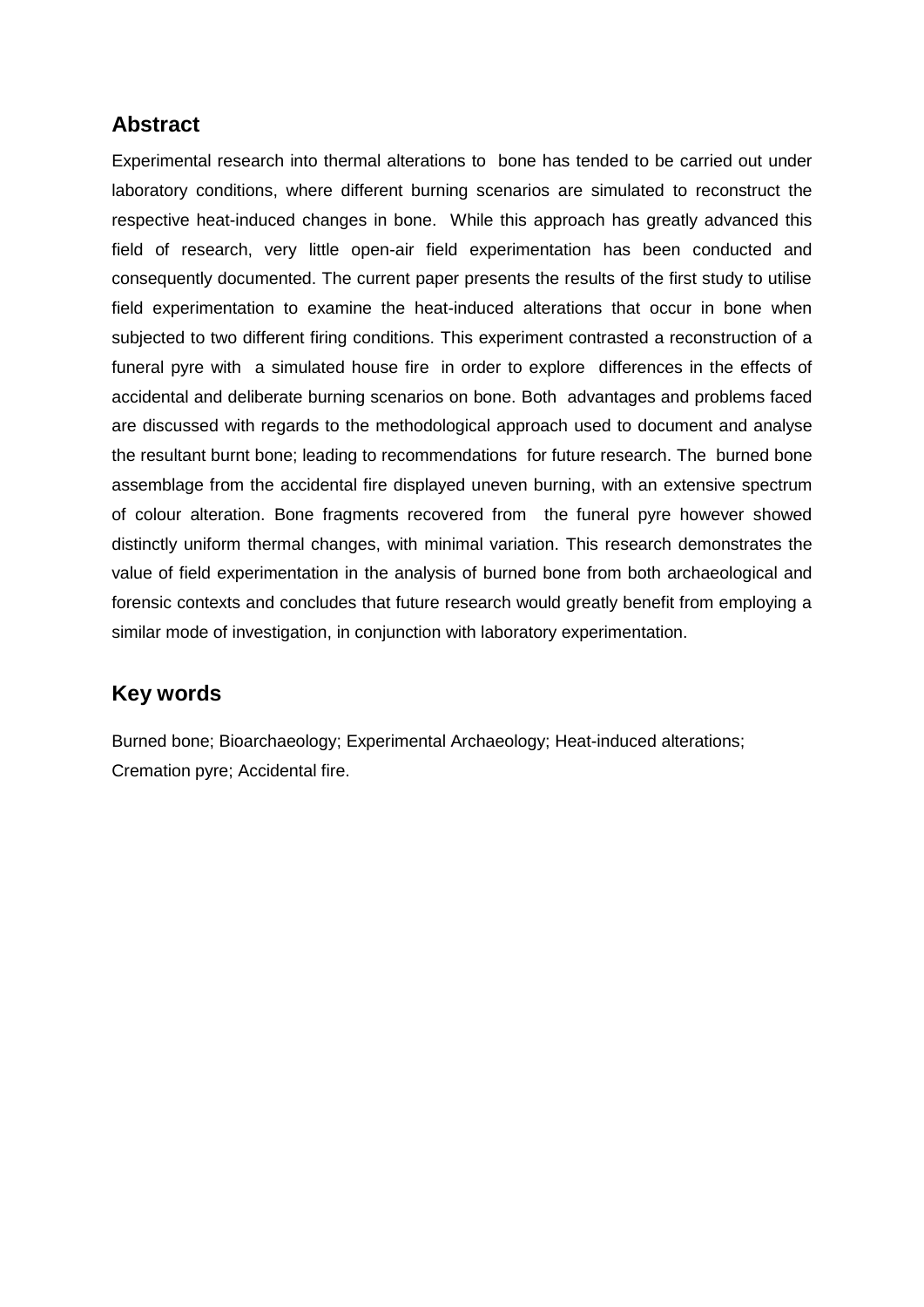## Abstract

Experimental research into thermal alterations to bone has tended to be carried out under laboratory conditions, where different burning scenarios are simulated to reconstruct the respective heat-induced changes in bone. While this approach has greatly advanced this field of research, very little open-air field experimentation has been conducted and consequently documented. The current paper presents the results of the first study to utilise field experimentation to examine the heat-induced alterations that occur in bone when subjected to two different firing conditions. This experiment contrasted a reconstruction of a funeral pyre with a simulated house fire in order to explore differences in the effects of accidental and deliberate burning scenarios on bone. Both advantages and problems faced are discussed with regards to the methodological approach used to document and analyse the resultant burnt bone; leading to recommendations for future research. The burned bone assemblage from the accidental fire displayed uneven burning, with an extensive spectrum of colour alteration. Bone fragments recovered from the funeral pyre however showed distinctly uniform thermal changes, with minimal variation. This research demonstrates the value of field experimentation in the analysis of burned bone from both archaeological and forensic contexts and concludes that future research would greatly benefit from employing a similar mode of investigation, in conjunction with laboratory experimentation.

## Key words

Burned bone; Bioarchaeology; Experimental Archaeology; Heat-induced alterations; Cremation pyre; Accidental fire.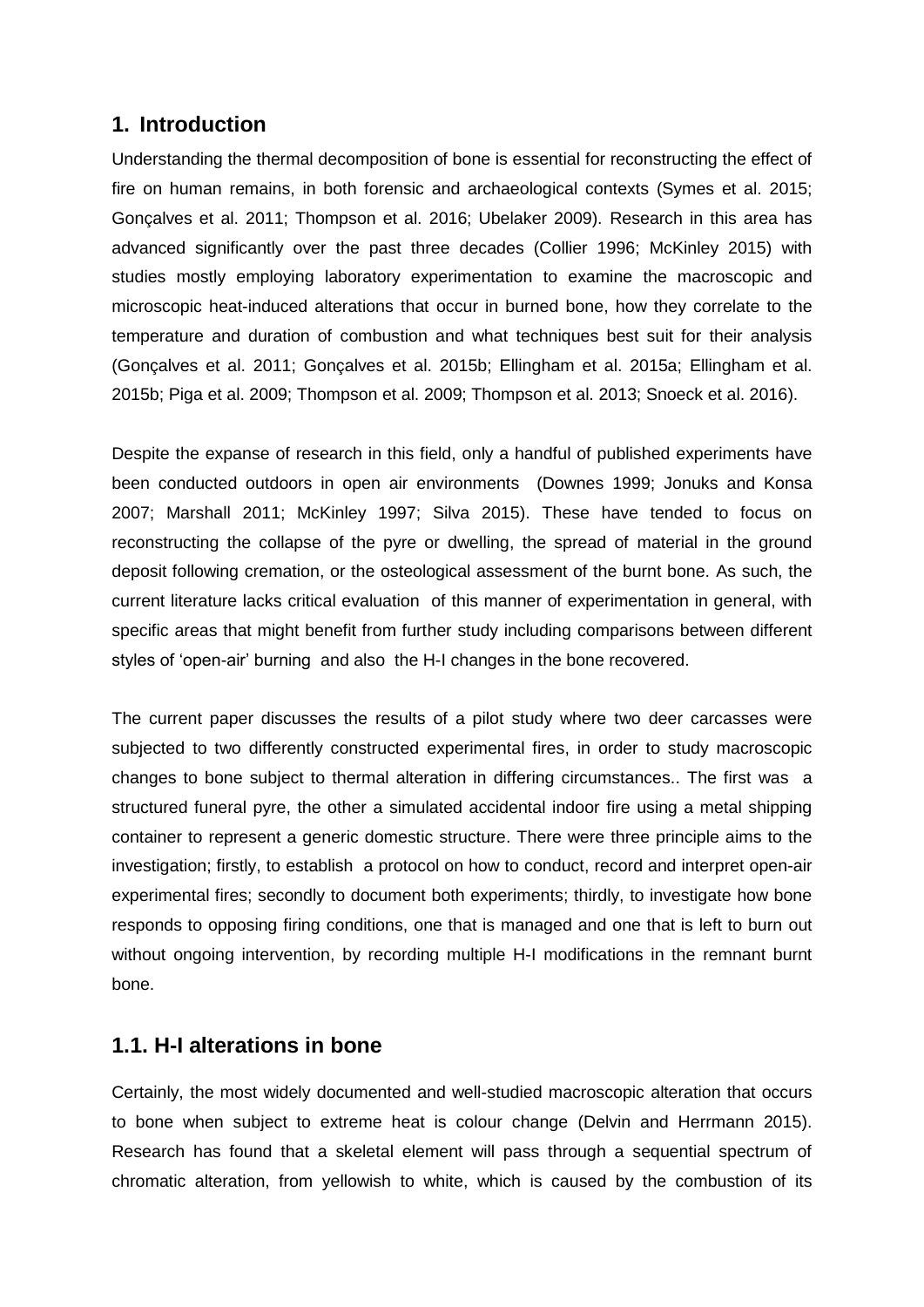## 1. Introduction

Understanding the thermal decomposition of bone is essential for reconstructing the effect of fire on human remains, in both forensic and archaeological contexts (Symes et al. 2015; Gonçalves et al. 2011; Thompson et al. 2016; Ubelaker 2009). Research in this area has advanced significantly over the past three decades (Collier 1996; McKinley 2015) with studies mostly employing laboratory experimentation to examine the macroscopic and microscopic heat-induced alterations that occur in burned bone, how they correlate to the temperature and duration of combustion and what techniques best suit for their analysis (Gonçalves et al. 2011; Gonçalves et al. 2015b; Ellingham et al. 2015a; Ellingham et al. 2015b; Piga et al. 2009; Thompson et al. 2009; Thompson et al. 2013; Snoeck et al. 2016).

Despite the expanse of research in this field, only a handful of published experiments have been conducted outdoors in open air environments (Downes 1999; Jonuks and Konsa 2007; Marshall 2011; McKinley 1997; Silva 2015). These have tended to focus on reconstructing the collapse of the pyre or dwelling, the spread of material in the ground deposit following cremation, or the osteological assessment of the burnt bone. As such, the current literature lacks critical evaluation of this manner of experimentation in general, with specific areas that might benefit from further study including comparisons between different styles of 'open-air' burning and also the H-I changes in the bone recovered.

The current paper discusses the results of a pilot study where two deer carcasses were subjected to two differently constructed experimental fires, in order to study macroscopic changes to bone subject to thermal alteration in differing circumstances.. The first was a structured funeral pyre, the other a simulated accidental indoor fire using a metal shipping container to represent a generic domestic structure. There were three principle aims to the investigation; firstly, to establish a protocol on how to conduct, record and interpret open-air experimental fires; secondly to document both experiments; thirdly, to investigate how bone responds to opposing firing conditions, one that is managed and one that is left to burn out without ongoing intervention, by recording multiple H-I modifications in the remnant burnt bone.

### 1.1. H-I alterations in bone

Certainly, the most widely documented and well-studied macroscopic alteration that occurs to bone when subject to extreme heat is colour change (Delvin and Herrmann 2015). Research has found that a skeletal element will pass through a sequential spectrum of chromatic alteration, from yellowish to white, which is caused by the combustion of its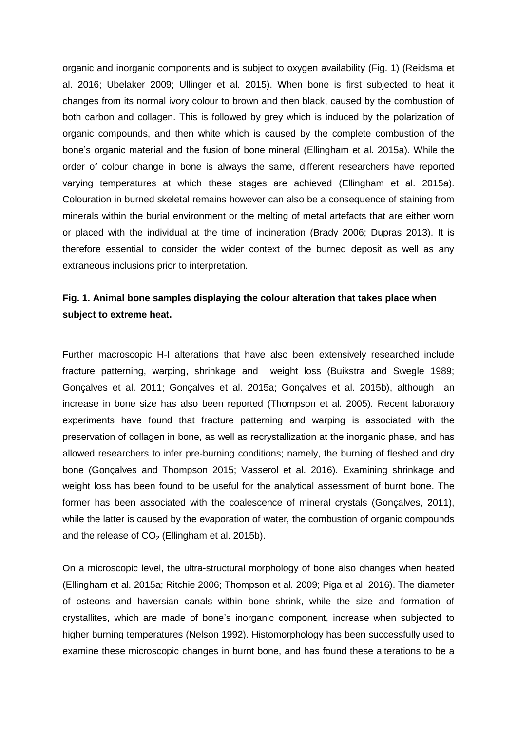organic and inorganic components and is subject to oxygen availability (Fig. 1) (Reidsma et al. 2016; Ubelaker 2009; Ullinger et al. 2015). When bone is first subjected to heat it changes from its normal ivory colour to brown and then black, caused by the combustion of both carbon and collagen. This is followed by grey which is induced by the polarization of organic compounds, and then white which is caused by the complete combustion of the bone's organic material and the fusion of bone mineral (Ellingham et al. 2015a). While the order of colour change in bone is always the same, different researchers have reported varying temperatures at which these stages are achieved (Ellingham et al. 2015a). Colouration in burned skeletal remains however can also be a consequence of staining from minerals within the burial environment or the melting of metal artefacts that are either worn or placed with the individual at the time of incineration (Brady 2006; Dupras 2013). It is therefore essential to consider the wider context of the burned deposit as well as any extraneous inclusions prior to interpretation.

**Fig. 1. Animal bone samples displaying the colour alteration that takes place when subject to extreme heat.**

Further macroscopic H-I alterations that have also been extensively researched include fracture patterning, warping, shrinkage and weight loss (Buikstra and Swegle 1989; Gonçalves et al. 2011; Gonçalves et al. 2015a; Gonçalves et al. 2015b), although an increase in bone size has also been reported (Thompson et al. 2005). Recent laboratory experiments have found that fracture patterning and warping is associated with the preservation of collagen in bone, as well as recrystallization at the inorganic phase, and has allowed researchers to infer pre-burning conditions; namely, the burning of fleshed and dry bone (Gonçalves and Thompson 2015; Vasserol et al. 2016). Examining shrinkage and weight loss has been found to be useful for the analytical assessment of burnt bone. The former has been associated with the coalescence of mineral crystals (Gonçalves, 2011), while the latter is caused by the evaporation of water, the combustion of organic compounds and the release of $CO_2$ (Ellingham et al. 2015b).

On a microscopic level, the ultra-structural morphology of bone also changes when heated (Ellingham et al. 2015a; Ritchie 2006; Thompson et al. 2009; Piga et al. 2016). The diameter of osteons and haversian canals within bone shrink, while the size and formation of crystallites, which are made of bone's inorganic component, increase when subjected to higher burning temperatures (Nelson 1992). Histomorphology has been successfully used to examine these microscopic changes in burnt bone, and has found these alterations to be a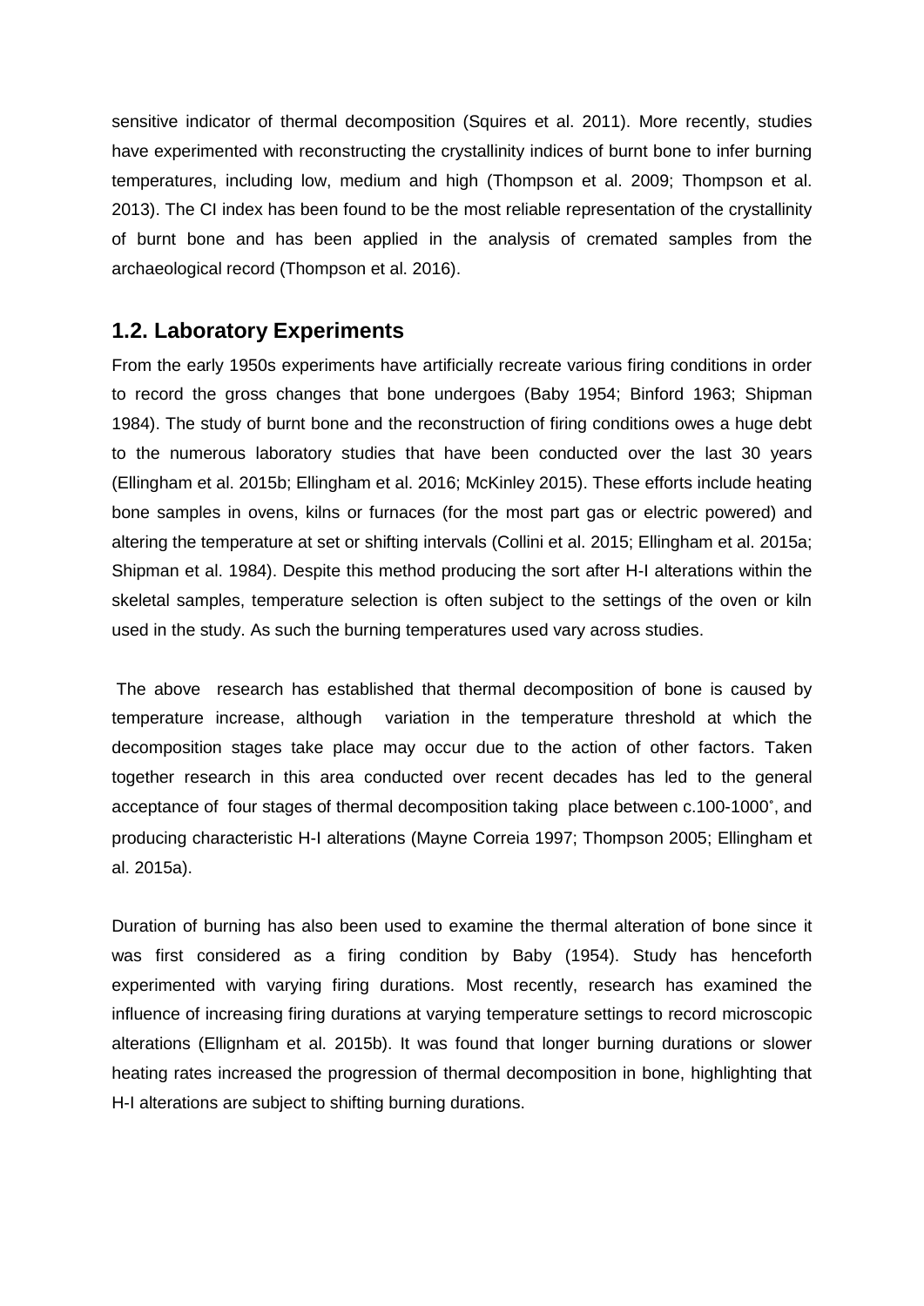sensitive indicator of thermal decomposition (Squires et al. 2011). More recently, studies have experimented with reconstructing the crystallinity indices of burnt bone to infer burning temperatures, including low, medium and high (Thompson et al. 2009; Thompson et al. 2013). The CI index has been found to be the most reliable representation of the crystallinity of burnt bone and has been applied in the analysis of cremated samples from the archaeological record (Thompson et al. 2016).

## 1.2. Laboratory Experiments

From the early 1950s experiments have artificially recreate various firing conditions in order to record the gross changes that bone undergoes (Baby 1954; Binford 1963; Shipman 1984). The study of burnt bone and the reconstruction of firing conditions owes a huge debt to the numerous laboratory studies that have been conducted over the last 30 years (Ellingham et al. 2015b; Ellingham et al. 2016; McKinley 2015). These efforts include heating bone samples in ovens, kilns or furnaces (for the most part gas or electric powered) and altering the temperature at set or shifting intervals (Collini et al. 2015; Ellingham et al. 2015a; Shipman et al. 1984). Despite this method producing the sort after H-I alterations within the skeletal samples, temperature selection is often subject to the settings of the oven or kiln used in the study. As such the burning temperatures used vary across studies.

The above research has established that thermal decomposition of bone is caused by temperature increase, although variation in the temperature threshold at which the decomposition stages take place may occur due to the action of other factors. Taken together research in this area conducted over recent decades has led to the general acceptance of four stages of thermal decomposition taking place between c.100-1000˚, and producing characteristic H-I alterations (Mayne Correia 1997; Thompson 2005; Ellingham et al. 2015a).

Duration of burning has also been used to examine the thermal alteration of bone since it was first considered as a firing condition by Baby (1954). Study has henceforth experimented with varying firing durations. Most recently, research has examined the influence of increasing firing durations at varying temperature settings to record microscopic alterations (Ellignham et al. 2015b). It was found that longer burning durations or slower heating rates increased the progression of thermal decomposition in bone, highlighting that H-I alterations are subject to shifting burning durations.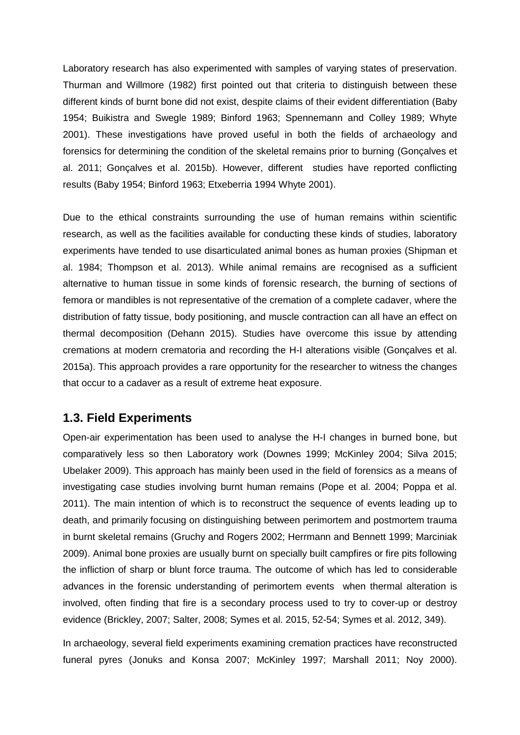Laboratory research has also experimented with samples of varying states of preservation. Thurman and Willmore (1982) first pointed out that criteria to distinguish between these different kinds of burnt bone did not exist, despite claims of their evident differentiation (Baby 1954; Buikistra and Swegle 1989; Binford 1963; Spennemann and Colley 1989; Whyte 2001). These investigations have proved useful in both the fields of archaeology and forensics for determining the condition of the skeletal remains prior to burning (Gonçalves et al. 2011; Gonçalves et al. 2015b). However, different studies have reported conflicting results (Baby 1954; Binford 1963; Etxeberria 1994 Whyte 2001).

Due to the ethical constraints surrounding the use of human remains within scientific research, as well as the facilities available for conducting these kinds of studies, laboratory experiments have tended to use disarticulated animal bones as human proxies (Shipman et al. 1984; Thompson et al. 2013). While animal remains are recognised as a sufficient alternative to human tissue in some kinds of forensic research, the burning of sections of femora or mandibles is not representative of the cremation of a complete cadaver, where the distribution of fatty tissue, body positioning, and muscle contraction can all have an effect on thermal decomposition (Dehann 2015). Studies have overcome this issue by attending cremations at modern crematoria and recording the H-I alterations visible (Gonçalves et al. 2015a). This approach provides a rare opportunity for the researcher to witness the changes that occur to a cadaver as a result of extreme heat exposure.

## 1.3. Field Experiments

Open-air experimentation has been used to analyse the H-I changes in burned bone, but comparatively less so then Laboratory work (Downes 1999; McKinley 2004; Silva 2015; Ubelaker 2009). This approach has mainly been used in the field of forensics as a means of investigating case studies involving burnt human remains (Pope et al. 2004; Poppa et al. 2011). The main intention of which is to reconstruct the sequence of events leading up to death, and primarily focusing on distinguishing between perimortem and postmortem trauma in burnt skeletal remains (Gruchy and Rogers 2002; Herrmann and Bennett 1999; Marciniak 2009). Animal bone proxies are usually burnt on specially built campfires or fire pits following the infliction of sharp or blunt force trauma. The outcome of which has led to considerable advances in the forensic understanding of perimortem events when thermal alteration is involved, often finding that fire is a secondary process used to try to cover-up or destroy evidence (Brickley, 2007; Salter, 2008; Symes et al. 2015, 52-54; Symes et al. 2012, 349).

In archaeology, several field experiments examining cremation practices have reconstructed funeral pyres (Jonuks and Konsa 2007; McKinley 1997; Marshall 2011; Noy 2000).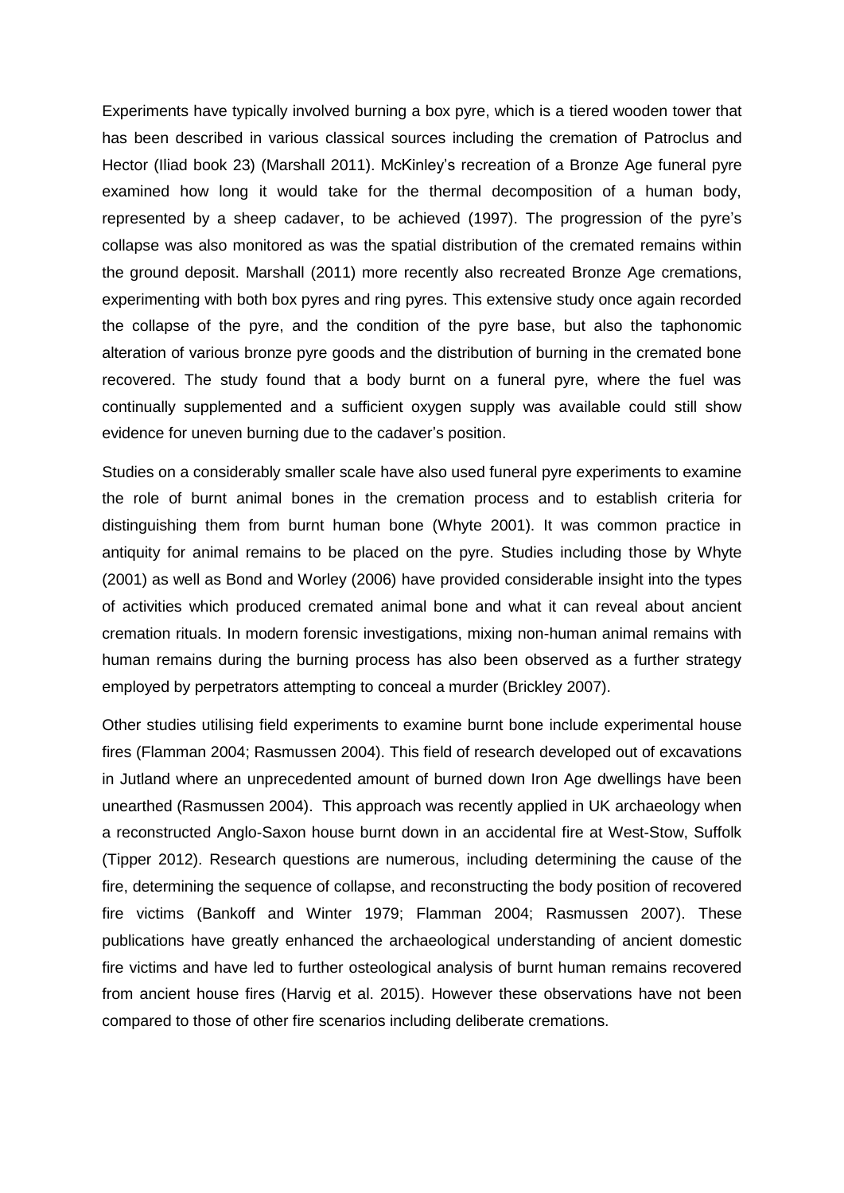Experiments have typically involved burning a box pyre, which is a tiered wooden tower that has been described in various classical sources including the cremation of Patroclus and Hector (Iliad book 23) (Marshall 2011). McKinley's recreation of a Bronze Age funeral pyre examined how long it would take for the thermal decomposition of a human body, represented by a sheep cadaver, to be achieved (1997). The progression of the pyre's collapse was also monitored as was the spatial distribution of the cremated remains within the ground deposit. Marshall (2011) more recently also recreated Bronze Age cremations, experimenting with both box pyres and ring pyres. This extensive study once again recorded the collapse of the pyre, and the condition of the pyre base, but also the taphonomic alteration of various bronze pyre goods and the distribution of burning in the cremated bone recovered. The study found that a body burnt on a funeral pyre, where the fuel was continually supplemented and a sufficient oxygen supply was available could still show evidence for uneven burning due to the cadaver's position.

Studies on a considerably smaller scale have also used funeral pyre experiments to examine the role of burnt animal bones in the cremation process and to establish criteria for distinguishing them from burnt human bone (Whyte 2001). It was common practice in antiquity for animal remains to be placed on the pyre. Studies including those by Whyte (2001) as well as Bond and Worley (2006) have provided considerable insight into the types of activities which produced cremated animal bone and what it can reveal about ancient cremation rituals. In modern forensic investigations, mixing non-human animal remains with human remains during the burning process has also been observed as a further strategy employed by perpetrators attempting to conceal a murder (Brickley 2007).

Other studies utilising field experiments to examine burnt bone include experimental house fires (Flamman 2004; Rasmussen 2004). This field of research developed out of excavations in Jutland where an unprecedented amount of burned down Iron Age dwellings have been unearthed (Rasmussen 2004). This approach was recently applied in UK archaeology when a reconstructed Anglo-Saxon house burnt down in an accidental fire at West-Stow, Suffolk (Tipper 2012). Research questions are numerous, including determining the cause of the fire, determining the sequence of collapse, and reconstructing the body position of recovered fire victims (Bankoff and Winter 1979; Flamman 2004; Rasmussen 2007). These publications have greatly enhanced the archaeological understanding of ancient domestic fire victims and have led to further osteological analysis of burnt human remains recovered from ancient house fires (Harvig et al. 2015). However these observations have not been compared to those of other fire scenarios including deliberate cremations.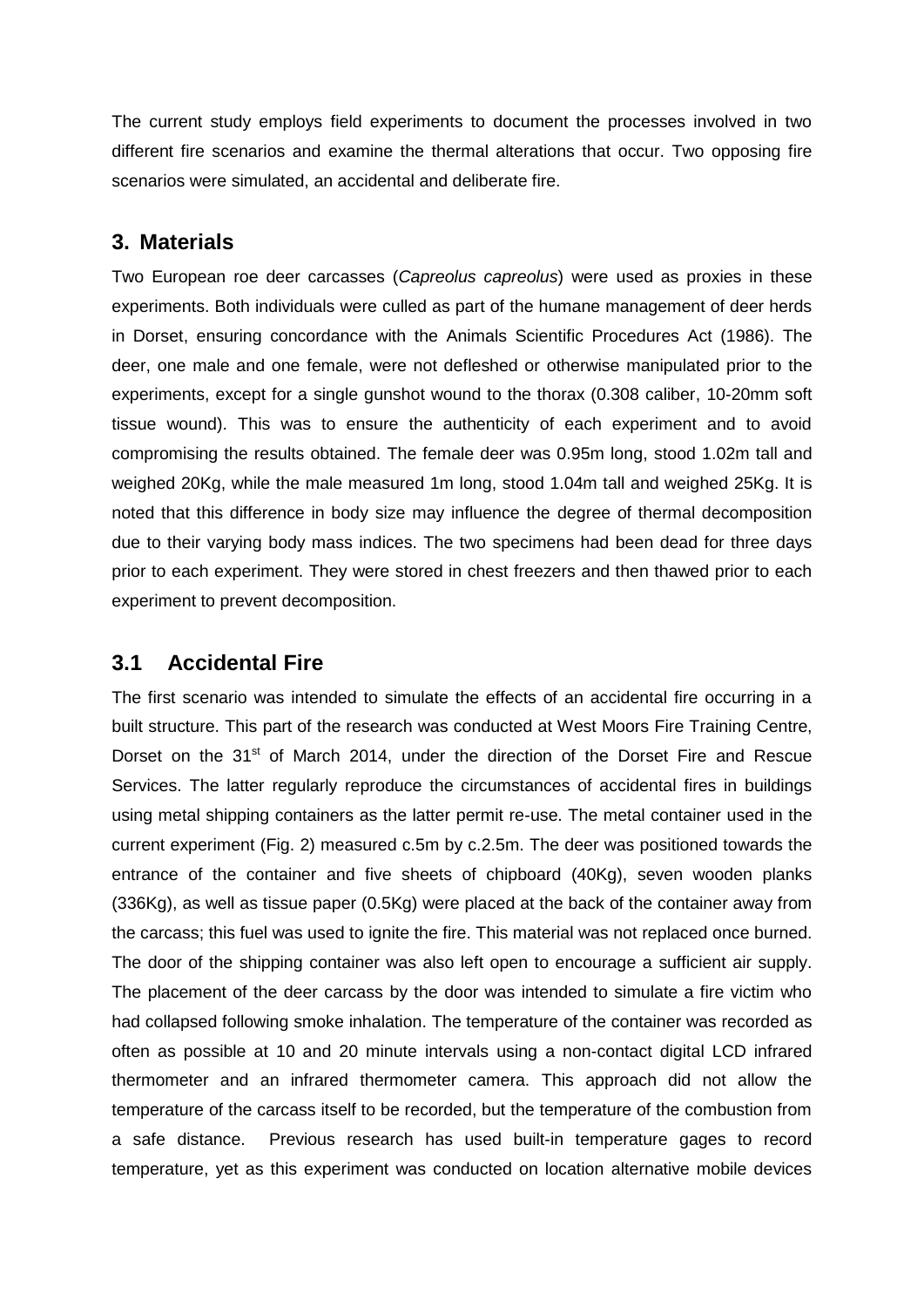The current study employs field experiments to document the processes involved in two different fire scenarios and examine the thermal alterations that occur. Two opposing fire scenarios were simulated, an accidental and deliberate fire.

## 3. Materials

Two European roe deer carcasses (*Capreolus capreolus*) were used as proxies in these experiments. Both individuals were culled as part of the humane management of deer herds in Dorset, ensuring concordance with the Animals Scientific Procedures Act (1986). The deer, one male and one female, were not defleshed or otherwise manipulated prior to the experiments, except for a single gunshot wound to the thorax (0.308 caliber, 10-20mm soft tissue wound). This was to ensure the authenticity of each experiment and to avoid compromising the results obtained. The female deer was 0.95m long, stood 1.02m tall and weighed 20Kg, while the male measured 1m long, stood 1.04m tall and weighed 25Kg. It is noted that this difference in body size may influence the degree of thermal decomposition due to their varying body mass indices. The two specimens had been dead for three days prior to each experiment. They were stored in chest freezers and then thawed prior to each experiment to prevent decomposition.

## 3.1 Accidental Fire

The first scenario was intended to simulate the effects of an accidental fire occurring in a built structure. This part of the research was conducted at West Moors Fire Training Centre, Dorset on the 31st of March 2014, under the direction of the Dorset Fire and Rescue Services. The latter regularly reproduce the circumstances of accidental fires in buildings using metal shipping containers as the latter permit re-use. The metal container used in the current experiment (Fig. 2) measured c.5m by c.2.5m. The deer was positioned towards the entrance of the container and five sheets of chipboard (40Kg), seven wooden planks (336Kg), as well as tissue paper (0.5Kg) were placed at the back of the container away from the carcass; this fuel was used to ignite the fire. This material was not replaced once burned. The door of the shipping container was also left open to encourage a sufficient air supply. The placement of the deer carcass by the door was intended to simulate a fire victim who had collapsed following smoke inhalation. The temperature of the container was recorded as often as possible at 10 and 20 minute intervals using a non-contact digital LCD infrared thermometer and an infrared thermometer camera. This approach did not allow the temperature of the carcass itself to be recorded, but the temperature of the combustion from a safe distance. Previous research has used built-in temperature gages to record temperature, yet as this experiment was conducted on location alternative mobile devices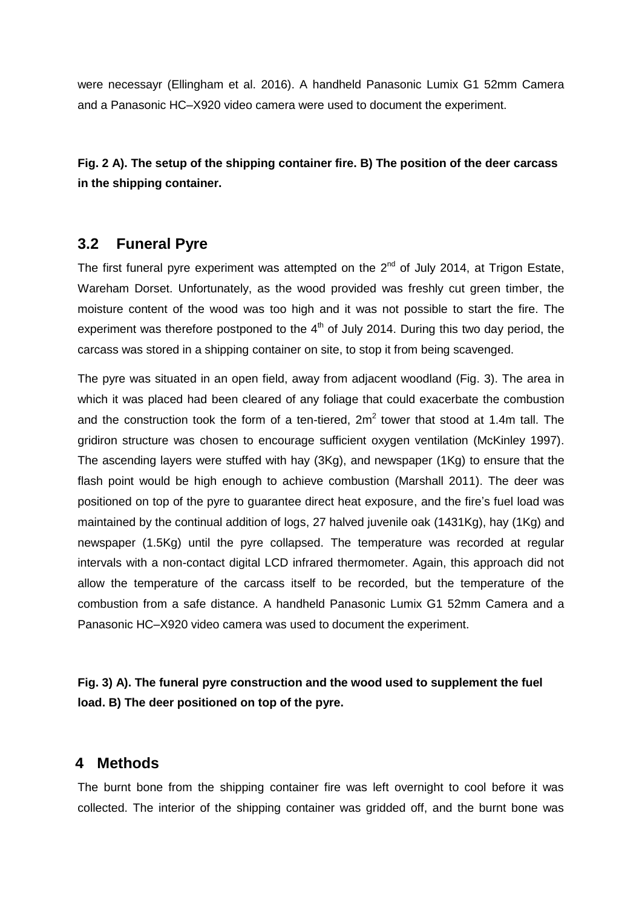were necessayr (Ellingham et al. 2016). A handheld Panasonic Lumix G1 52mm Camera and a Panasonic HC–X920 video camera were used to document the experiment.

**Fig. 2 A). The setup of the shipping container fire. B) The position of the deer carcass in the shipping container.**

## 3.2 Funeral Pyre

The first funeral pyre experiment was attempted on the 2nd of July 2014, at Trigon Estate, Wareham Dorset. Unfortunately, as the wood provided was freshly cut green timber, the moisture content of the wood was too high and it was not possible to start the fire. The experiment was therefore postponed to the 4th of July 2014. During this two day period, the carcass was stored in a shipping container on site, to stop it from being scavenged.

The pyre was situated in an open field, away from adjacent woodland (Fig. 3). The area in which it was placed had been cleared of any foliage that could exacerbate the combustion and the construction took the form of a ten-tiered, $2m^2$ tower that stood at 1.4m tall. The gridiron structure was chosen to encourage sufficient oxygen ventilation (McKinley 1997). The ascending layers were stuffed with hay (3Kg), and newspaper (1Kg) to ensure that the flash point would be high enough to achieve combustion (Marshall 2011). The deer was positioned on top of the pyre to guarantee direct heat exposure, and the fire's fuel load was maintained by the continual addition of logs, 27 halved juvenile oak (1431Kg), hay (1Kg) and newspaper (1.5Kg) until the pyre collapsed. The temperature was recorded at regular intervals with a non-contact digital LCD infrared thermometer. Again, this approach did not allow the temperature of the carcass itself to be recorded, but the temperature of the combustion from a safe distance. A handheld Panasonic Lumix G1 52mm Camera and a Panasonic HC–X920 video camera was used to document the experiment.

**Fig. 3) A). The funeral pyre construction and the wood used to supplement the fuel load. B) The deer positioned on top of the pyre.**

# 4 Methods

The burnt bone from the shipping container fire was left overnight to cool before it was collected. The interior of the shipping container was gridded off, and the burnt bone was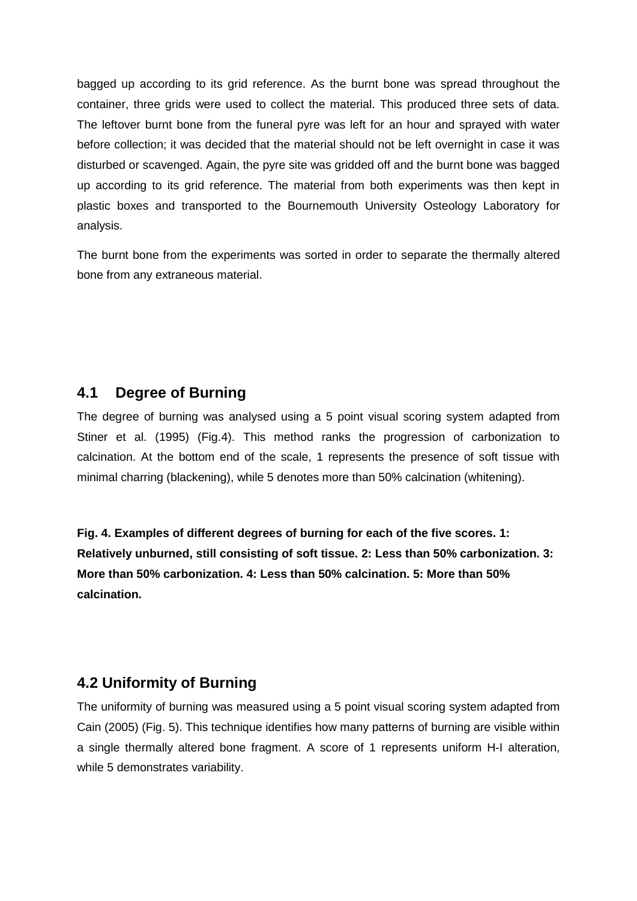bagged up according to its grid reference. As the burnt bone was spread throughout the container, three grids were used to collect the material. This produced three sets of data. The leftover burnt bone from the funeral pyre was left for an hour and sprayed with water before collection; it was decided that the material should not be left overnight in case it was disturbed or scavenged. Again, the pyre site was gridded off and the burnt bone was bagged up according to its grid reference. The material from both experiments was then kept in plastic boxes and transported to the Bournemouth University Osteology Laboratory for analysis.

The burnt bone from the experiments was sorted in order to separate the thermally altered bone from any extraneous material.

## 4.1 Degree of Burning

The degree of burning was analysed using a 5 point visual scoring system adapted from Stiner et al. (1995) (Fig.4). This method ranks the progression of carbonization to calcination. At the bottom end of the scale, 1 represents the presence of soft tissue with minimal charring (blackening), while 5 denotes more than 50% calcination (whitening).

**Fig. 4. Examples of different degrees of burning for each of the five scores. 1: Relatively unburned, still consisting of soft tissue. 2: Less than 50% carbonization. 3: More than 50% carbonization. 4: Less than 50% calcination. 5: More than 50% calcination.**

## 4.2 Uniformity of Burning

The uniformity of burning was measured using a 5 point visual scoring system adapted from Cain (2005) (Fig. 5). This technique identifies how many patterns of burning are visible within a single thermally altered bone fragment. A score of 1 represents uniform H-I alteration, while 5 demonstrates variability.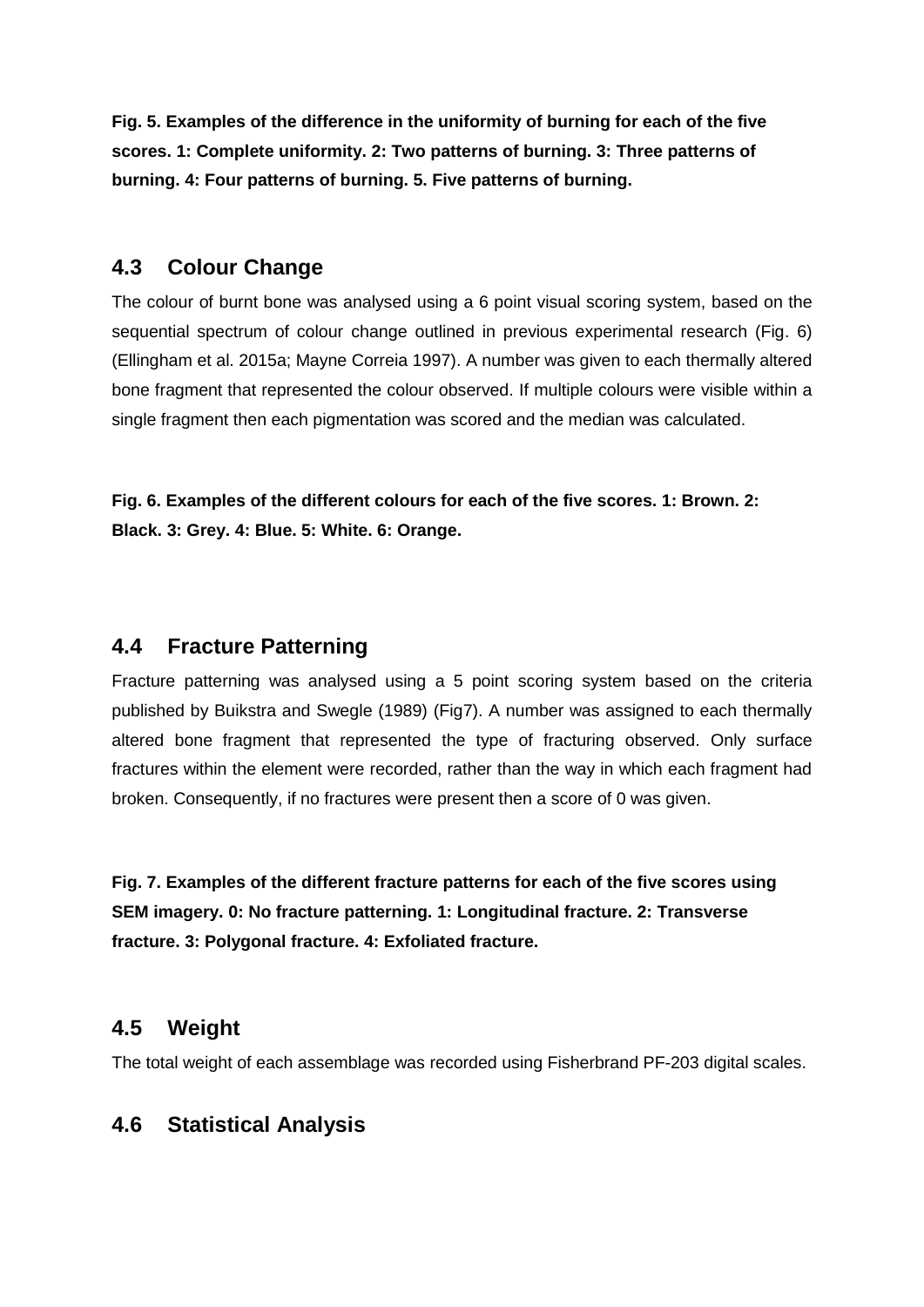**Fig. 5. Examples of the difference in the uniformity of burning for each of the five scores. 1: Complete uniformity. 2: Two patterns of burning. 3: Three patterns of burning. 4: Four patterns of burning. 5. Five patterns of burning.**

## 4.3 Colour Change

The colour of burnt bone was analysed using a 6 point visual scoring system, based on the sequential spectrum of colour change outlined in previous experimental research (Fig. 6) (Ellingham et al. 2015a; Mayne Correia 1997). A number was given to each thermally altered bone fragment that represented the colour observed. If multiple colours were visible within a single fragment then each pigmentation was scored and the median was calculated.

**Fig. 6. Examples of the different colours for each of the five scores. 1: Brown. 2: Black. 3: Grey. 4: Blue. 5: White. 6: Orange.**

## 4.4 Fracture Patterning

Fracture patterning was analysed using a 5 point scoring system based on the criteria published by Buikstra and Swegle (1989) (Fig7). A number was assigned to each thermally altered bone fragment that represented the type of fracturing observed. Only surface fractures within the element were recorded, rather than the way in which each fragment had broken. Consequently, if no fractures were present then a score of 0 was given.

**Fig. 7. Examples of the different fracture patterns for each of the five scores using SEM imagery. 0: No fracture patterning. 1: Longitudinal fracture. 2: Transverse fracture. 3: Polygonal fracture. 4: Exfoliated fracture.**

## 4.5 Weight

The total weight of each assemblage was recorded using Fisherbrand PF-203 digital scales.

## 4.6 Statistical Analysis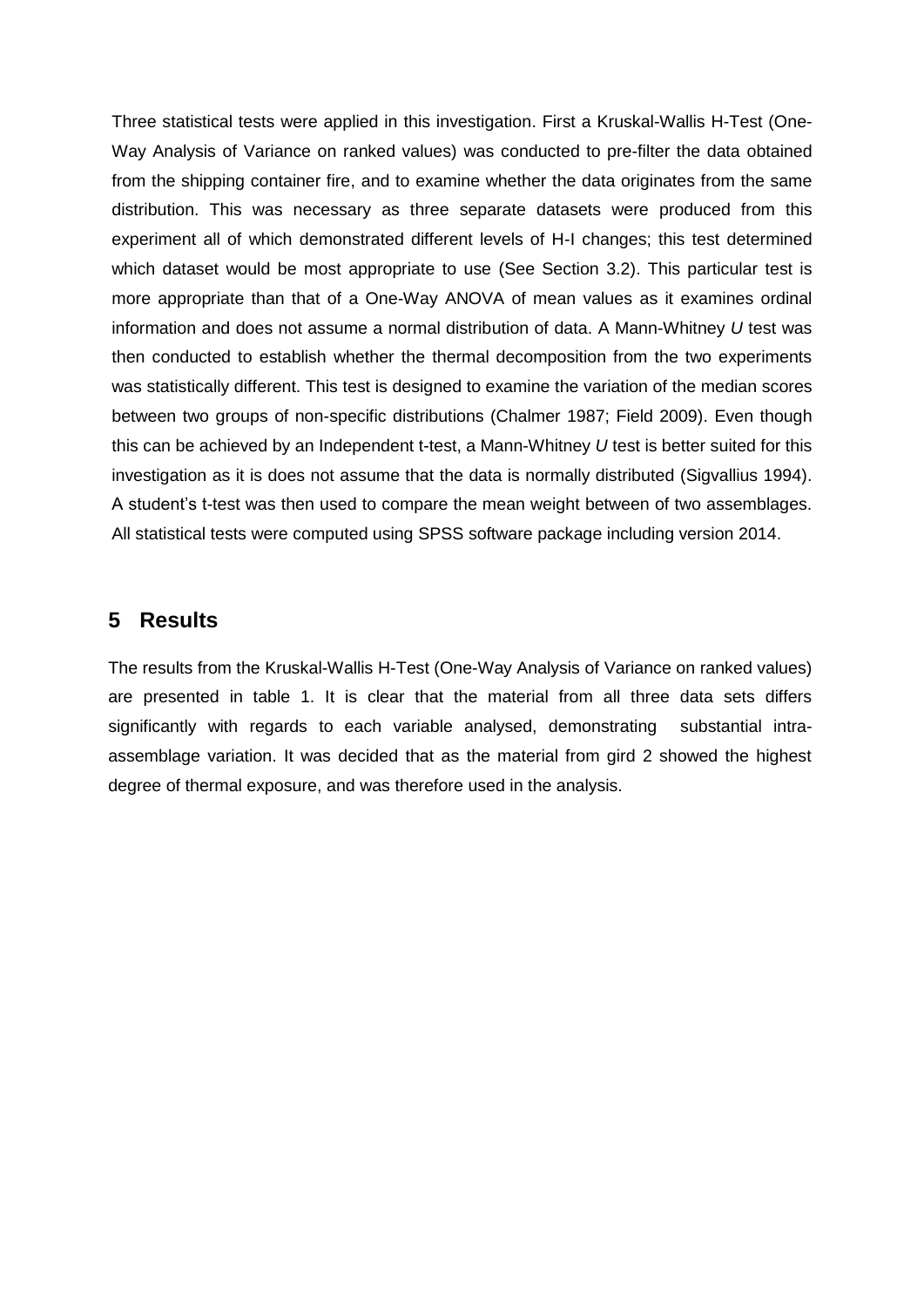Three statistical tests were applied in this investigation. First a Kruskal-Wallis H-Test (One-Way Analysis of Variance on ranked values) was conducted to pre-filter the data obtained from the shipping container fire, and to examine whether the data originates from the same distribution. This was necessary as three separate datasets were produced from this experiment all of which demonstrated different levels of H-I changes; this test determined which dataset would be most appropriate to use (See Section 3.2). This particular test is more appropriate than that of a One-Way ANOVA of mean values as it examines ordinal information and does not assume a normal distribution of data. A Mann-Whitney *U* test was then conducted to establish whether the thermal decomposition from the two experiments was statistically different. This test is designed to examine the variation of the median scores between two groups of non-specific distributions (Chalmer 1987; Field 2009). Even though this can be achieved by an Independent t-test, a Mann-Whitney *U* test is better suited for this investigation as it is does not assume that the data is normally distributed (Sigvallius 1994). A student's t-test was then used to compare the mean weight between of two assemblages. All statistical tests were computed using SPSS software package including version 2014.

## 5 Results

The results from the Kruskal-Wallis H-Test (One-Way Analysis of Variance on ranked values) are presented in table 1. It is clear that the material from all three data sets differs significantly with regards to each variable analysed, demonstrating substantial intra-assemblage variation. It was decided that as the material from gird 2 showed the highest degree of thermal exposure, and was therefore used in the analysis.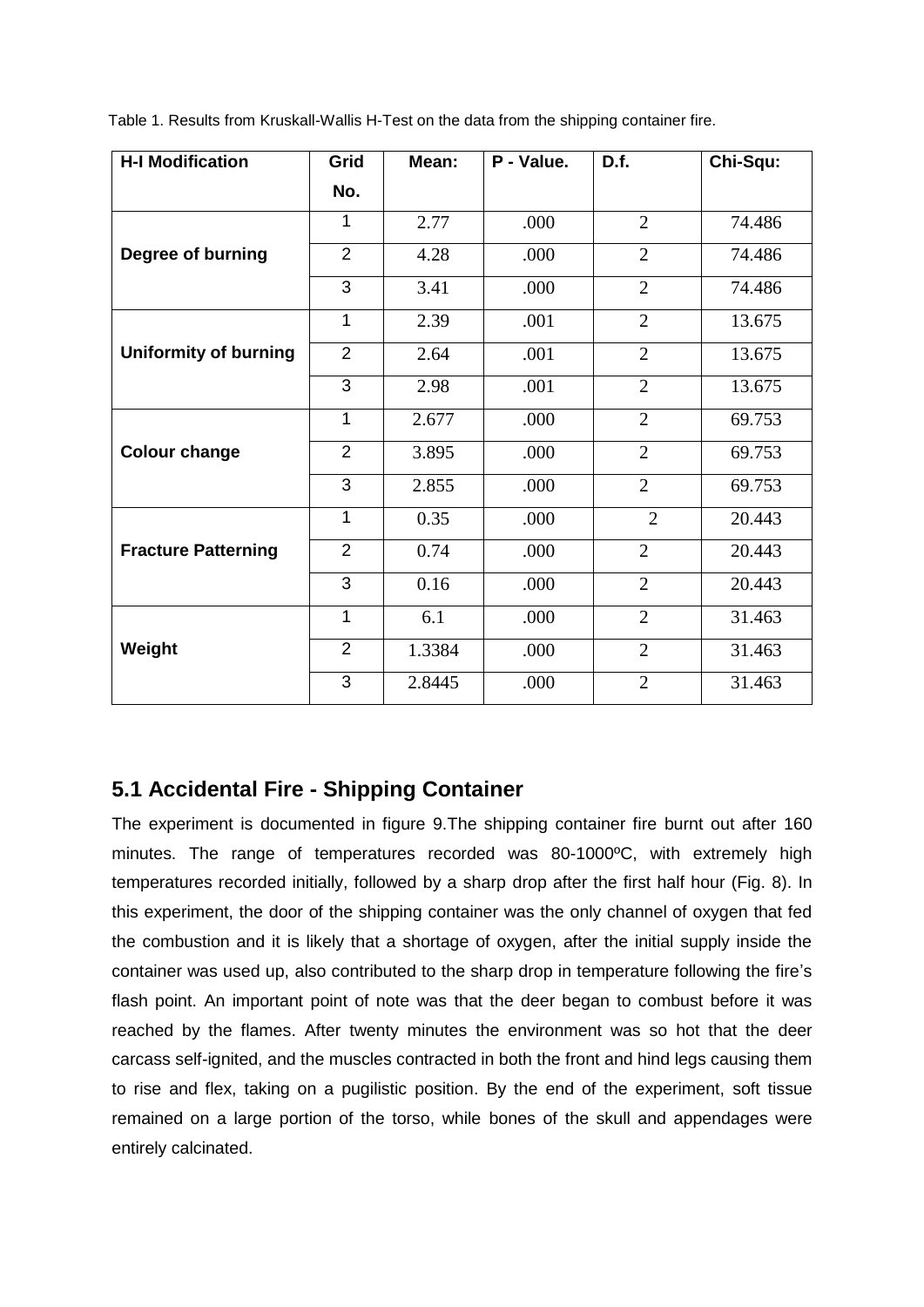Table 1. Results from Kruskall-Wallis H-Test on the data from the shipping container fire.

| H-I Modification | Grid No. | Mean: | P - Value. | D.f. | Chi-Squ: |
|---|---|---|---|---|---|
| Degree of burning | 1 | 2.77 | .000 | 2 | 74.486 |
| | 2 | 4.28 | .000 | 2 | 74.486 |
| | 3 | 3.41 | .000 | 2 | 74.486 |
| Uniformity of burning | 1 | 2.39 | .001 | 2 | 13.675 |
| | 2 | 2.64 | .001 | 2 | 13.675 |
| | 3 | 2.98 | .001 | 2 | 13.675 |
| Colour change | 1 | 2.677 | .000 | 2 | 69.753 |
| | 2 | 3.895 | .000 | 2 | 69.753 |
| | 3 | 2.855 | .000 | 2 | 69.753 |
| Fracture Patterning | 1 | 0.35 | .000 | 2 | 20.443 |
| | 2 | 0.74 | .000 | 2 | 20.443 |
| | 3 | 0.16 | .000 | 2 | 20.443 |
| Weight | 1 | 6.1 | .000 | 2 | 31.463 |
| | 2 | 1.3384 | .000 | 2 | 31.463 |
| | 3 | 2.8445 | .000 | 2 | 31.463 |

## 5.1 Accidental Fire - Shipping Container

The experiment is documented in figure 9.The shipping container fire burnt out after 160 minutes. The range of temperatures recorded was 80-1000ºC, with extremely high temperatures recorded initially, followed by a sharp drop after the first half hour (Fig. 8). In this experiment, the door of the shipping container was the only channel of oxygen that fed the combustion and it is likely that a shortage of oxygen, after the initial supply inside the container was used up, also contributed to the sharp drop in temperature following the fire's flash point. An important point of note was that the deer began to combust before it was reached by the flames. After twenty minutes the environment was so hot that the deer carcass self-ignited, and the muscles contracted in both the front and hind legs causing them to rise and flex, taking on a pugilistic position. By the end of the experiment, soft tissue remained on a large portion of the torso, while bones of the skull and appendages were entirely calcinated.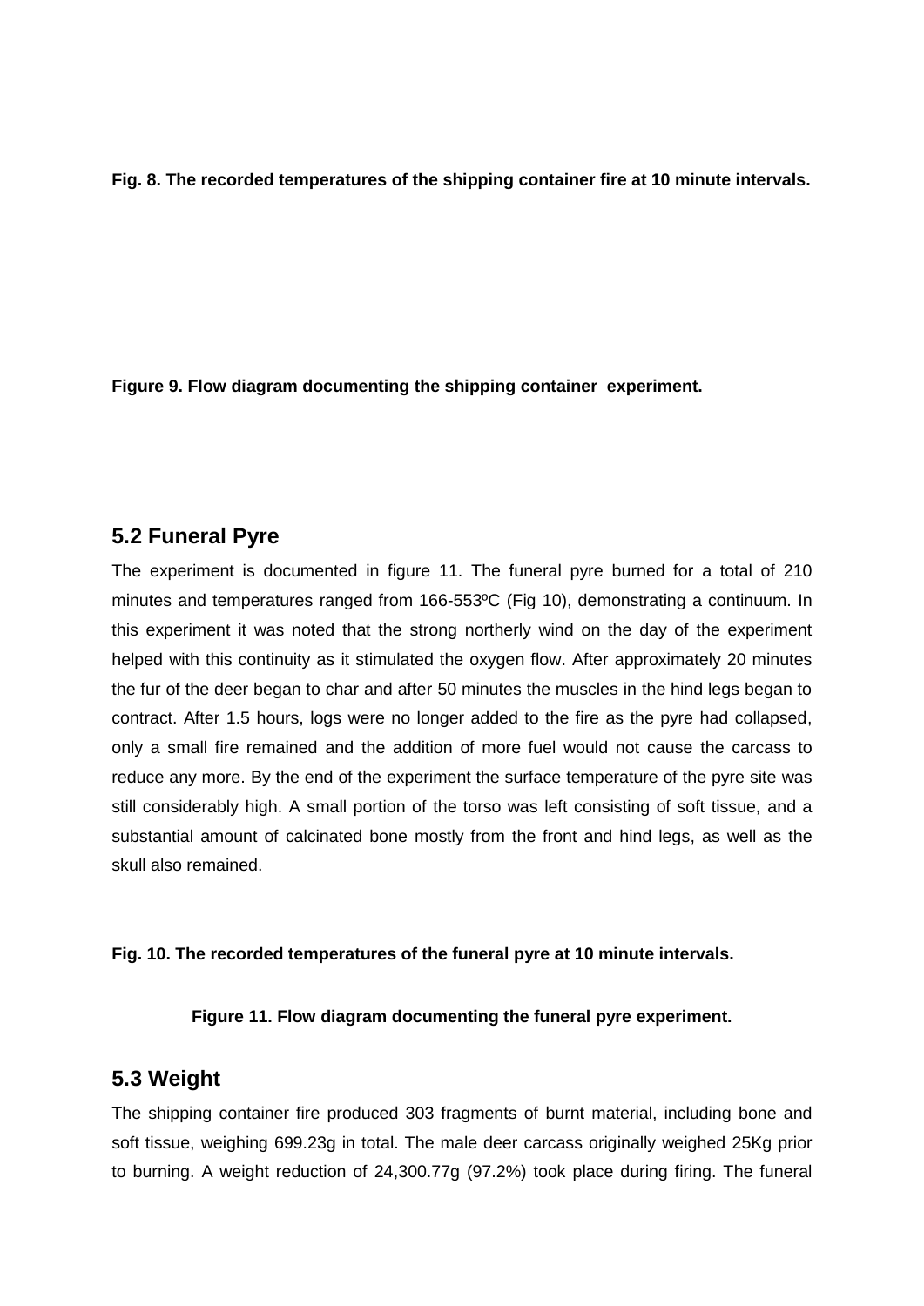**Fig. 8. The recorded temperatures of the shipping container fire at 10 minute intervals.**

**Figure 9. Flow diagram documenting the shipping container experiment.**

## 5.2 Funeral Pyre

The experiment is documented in figure 11. The funeral pyre burned for a total of 210 minutes and temperatures ranged from 166-553ºC (Fig 10), demonstrating a continuum. In this experiment it was noted that the strong northerly wind on the day of the experiment helped with this continuity as it stimulated the oxygen flow. After approximately 20 minutes the fur of the deer began to char and after 50 minutes the muscles in the hind legs began to contract. After 1.5 hours, logs were no longer added to the fire as the pyre had collapsed, only a small fire remained and the addition of more fuel would not cause the carcass to reduce any more. By the end of the experiment the surface temperature of the pyre site was still considerably high. A small portion of the torso was left consisting of soft tissue, and a substantial amount of calcinated bone mostly from the front and hind legs, as well as the skull also remained.

**Fig. 10. The recorded temperatures of the funeral pyre at 10 minute intervals.**

**Figure 11. Flow diagram documenting the funeral pyre experiment.**

## 5.3 Weight

The shipping container fire produced 303 fragments of burnt material, including bone and soft tissue, weighing 699.23g in total. The male deer carcass originally weighed 25Kg prior to burning. A weight reduction of 24,300.77g (97.2%) took place during firing. The funeral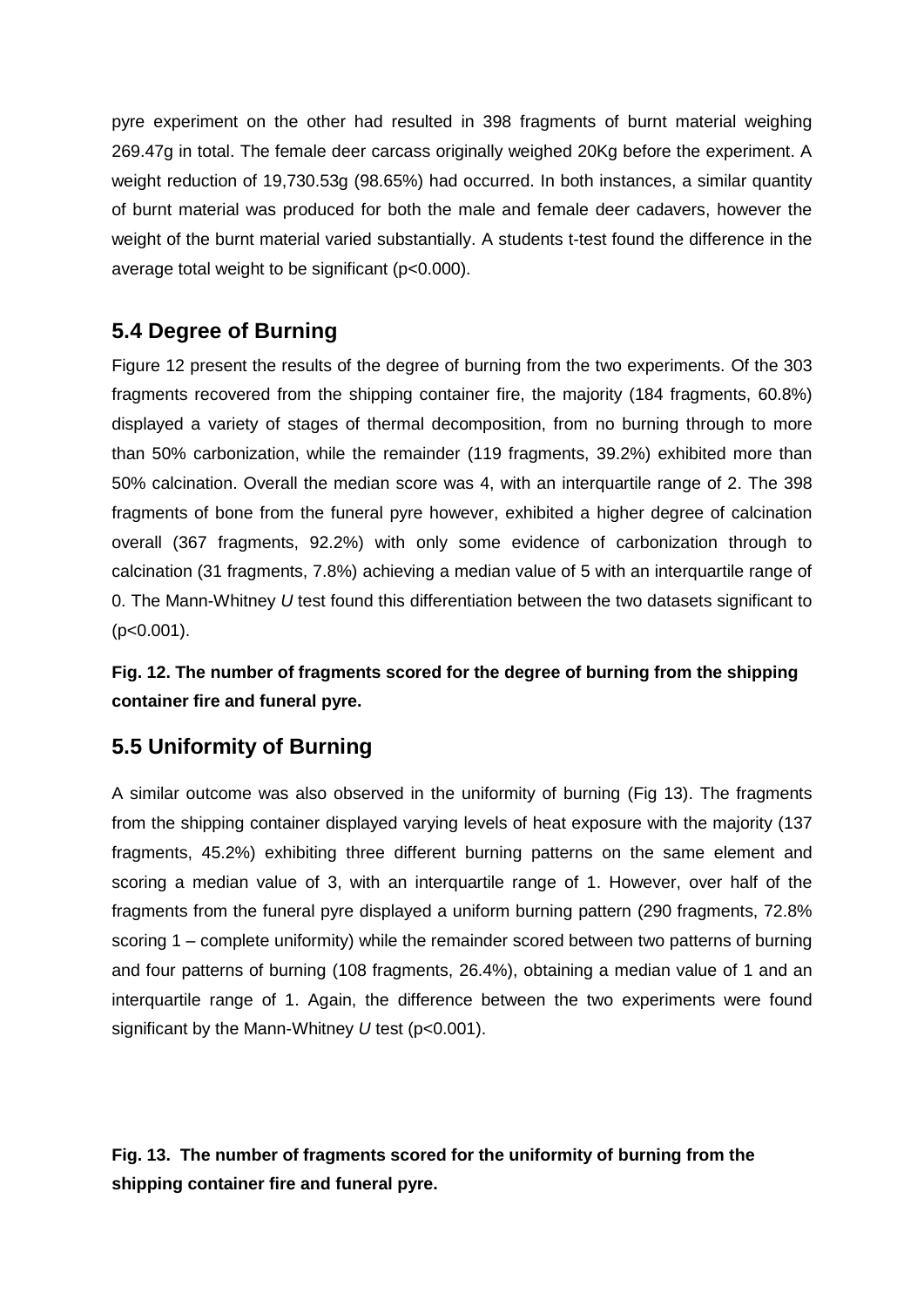pyre experiment on the other had resulted in 398 fragments of burnt material weighing 269.47g in total. The female deer carcass originally weighed 20Kg before the experiment. A weight reduction of 19,730.53g (98.65%) had occurred. In both instances, a similar quantity of burnt material was produced for both the male and female deer cadavers, however the weight of the burnt material varied substantially. A students t-test found the difference in the average total weight to be significant ($p<0.000$).

## 5.4 Degree of Burning

Figure 12 present the results of the degree of burning from the two experiments. Of the 303 fragments recovered from the shipping container fire, the majority (184 fragments, 60.8%) displayed a variety of stages of thermal decomposition, from no burning through to more than 50% carbonization, while the remainder (119 fragments, 39.2%) exhibited more than 50% calcination. Overall the median score was 4, with an interquartile range of 2. The 398 fragments of bone from the funeral pyre however, exhibited a higher degree of calcination overall (367 fragments, 92.2%) with only some evidence of carbonization through to calcination (31 fragments, 7.8%) achieving a median value of 5 with an interquartile range of 0. The Mann-Whitney *U* test found this differentiation between the two datasets significant to ($p<0.001$).

**Fig. 12. The number of fragments scored for the degree of burning from the shipping container fire and funeral pyre.**

## 5.5 Uniformity of Burning

A similar outcome was also observed in the uniformity of burning (Fig 13). The fragments from the shipping container displayed varying levels of heat exposure with the majority (137 fragments, 45.2%) exhibiting three different burning patterns on the same element and scoring a median value of 3, with an interquartile range of 1. However, over half of the fragments from the funeral pyre displayed a uniform burning pattern (290 fragments, 72.8% scoring 1 – complete uniformity) while the remainder scored between two patterns of burning and four patterns of burning (108 fragments, 26.4%), obtaining a median value of 1 and an interquartile range of 1. Again, the difference between the two experiments were found significant by the Mann-Whitney *U* test ($p<0.001$).

**Fig. 13. The number of fragments scored for the uniformity of burning from the shipping container fire and funeral pyre.**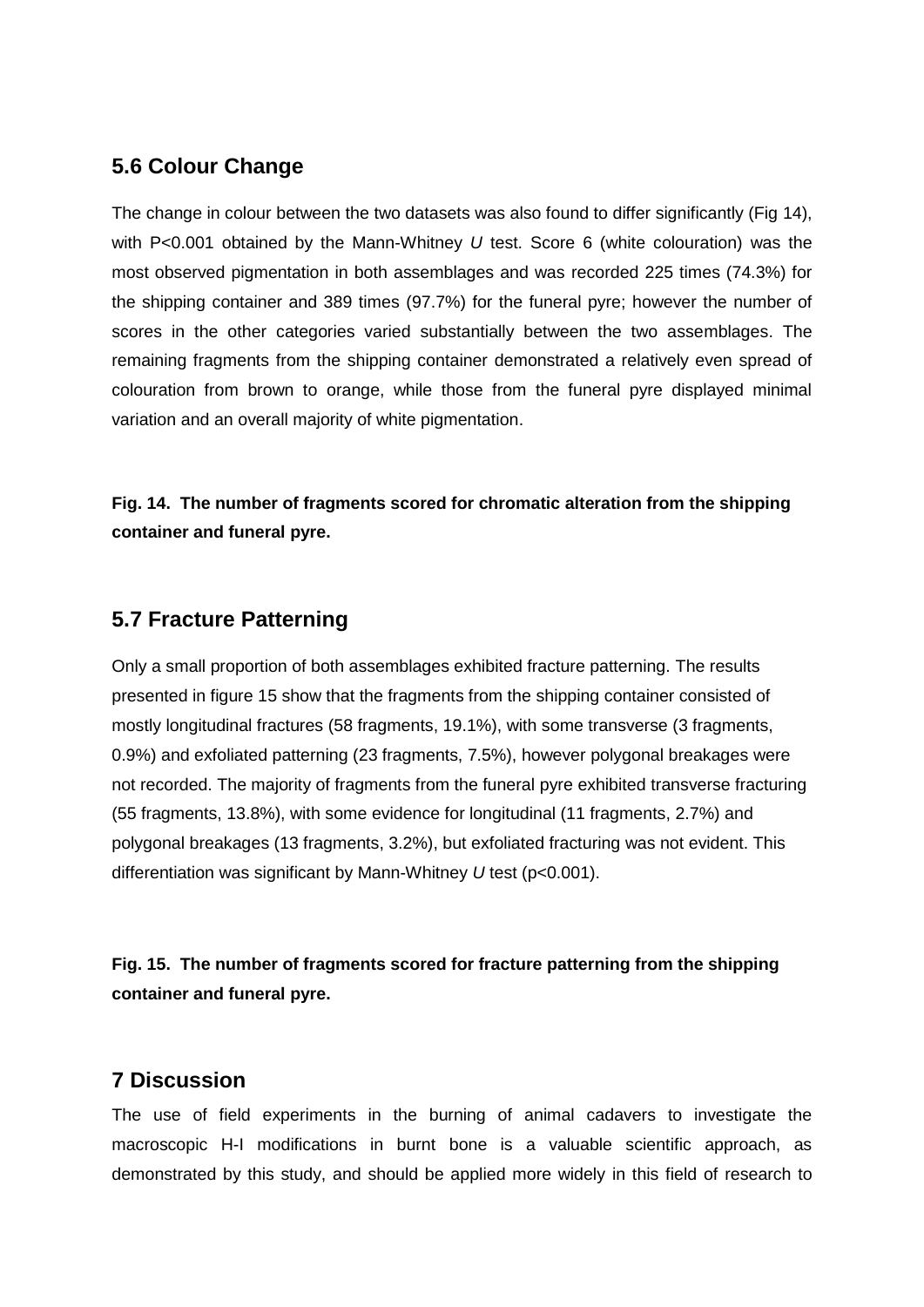## 5.6 Colour Change

The change in colour between the two datasets was also found to differ significantly (Fig 14), with P<0.001 obtained by the Mann-Whitney *U* test. Score 6 (white colouration) was the most observed pigmentation in both assemblages and was recorded 225 times (74.3%) for the shipping container and 389 times (97.7%) for the funeral pyre; however the number of scores in the other categories varied substantially between the two assemblages. The remaining fragments from the shipping container demonstrated a relatively even spread of colouration from brown to orange, while those from the funeral pyre displayed minimal variation and an overall majority of white pigmentation.

**Fig. 14. The number of fragments scored for chromatic alteration from the shipping container and funeral pyre.**

## 5.7 Fracture Patterning

Only a small proportion of both assemblages exhibited fracture patterning. The results presented in figure 15 show that the fragments from the shipping container consisted of mostly longitudinal fractures (58 fragments, 19.1%), with some transverse (3 fragments, 0.9%) and exfoliated patterning (23 fragments, 7.5%), however polygonal breakages were not recorded. The majority of fragments from the funeral pyre exhibited transverse fracturing (55 fragments, 13.8%), with some evidence for longitudinal (11 fragments, 2.7%) and polygonal breakages (13 fragments, 3.2%), but exfoliated fracturing was not evident. This differentiation was significant by Mann-Whitney *U* test (p<0.001).

**Fig. 15. The number of fragments scored for fracture patterning from the shipping container and funeral pyre.**

## 7 Discussion

The use of field experiments in the burning of animal cadavers to investigate the macroscopic H-I modifications in burnt bone is a valuable scientific approach, as demonstrated by this study, and should be applied more widely in this field of research to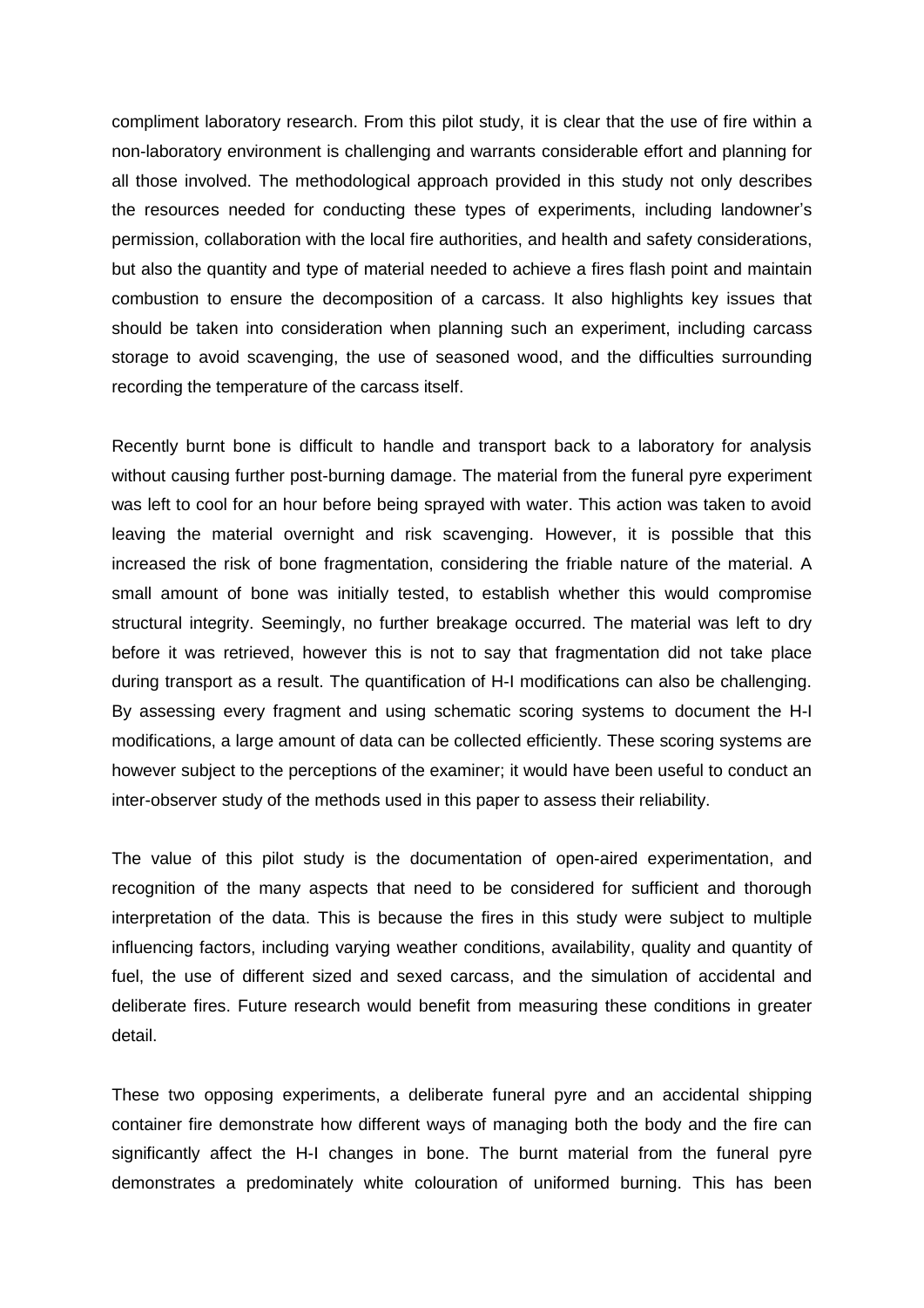compliment laboratory research. From this pilot study, it is clear that the use of fire within a non-laboratory environment is challenging and warrants considerable effort and planning for all those involved. The methodological approach provided in this study not only describes the resources needed for conducting these types of experiments, including landowner's permission, collaboration with the local fire authorities, and health and safety considerations, but also the quantity and type of material needed to achieve a fires flash point and maintain combustion to ensure the decomposition of a carcass. It also highlights key issues that should be taken into consideration when planning such an experiment, including carcass storage to avoid scavenging, the use of seasoned wood, and the difficulties surrounding recording the temperature of the carcass itself.

Recently burnt bone is difficult to handle and transport back to a laboratory for analysis without causing further post-burning damage. The material from the funeral pyre experiment was left to cool for an hour before being sprayed with water. This action was taken to avoid leaving the material overnight and risk scavenging. However, it is possible that this increased the risk of bone fragmentation, considering the friable nature of the material. A small amount of bone was initially tested, to establish whether this would compromise structural integrity. Seemingly, no further breakage occurred. The material was left to dry before it was retrieved, however this is not to say that fragmentation did not take place during transport as a result. The quantification of H-I modifications can also be challenging. By assessing every fragment and using schematic scoring systems to document the H-I modifications, a large amount of data can be collected efficiently. These scoring systems are however subject to the perceptions of the examiner; it would have been useful to conduct an inter-observer study of the methods used in this paper to assess their reliability.

The value of this pilot study is the documentation of open-aired experimentation, and recognition of the many aspects that need to be considered for sufficient and thorough interpretation of the data. This is because the fires in this study were subject to multiple influencing factors, including varying weather conditions, availability, quality and quantity of fuel, the use of different sized and sexed carcass, and the simulation of accidental and deliberate fires. Future research would benefit from measuring these conditions in greater detail.

These two opposing experiments, a deliberate funeral pyre and an accidental shipping container fire demonstrate how different ways of managing both the body and the fire can significantly affect the H-I changes in bone. The burnt material from the funeral pyre demonstrates a predominately white colouration of uniformed burning. This has been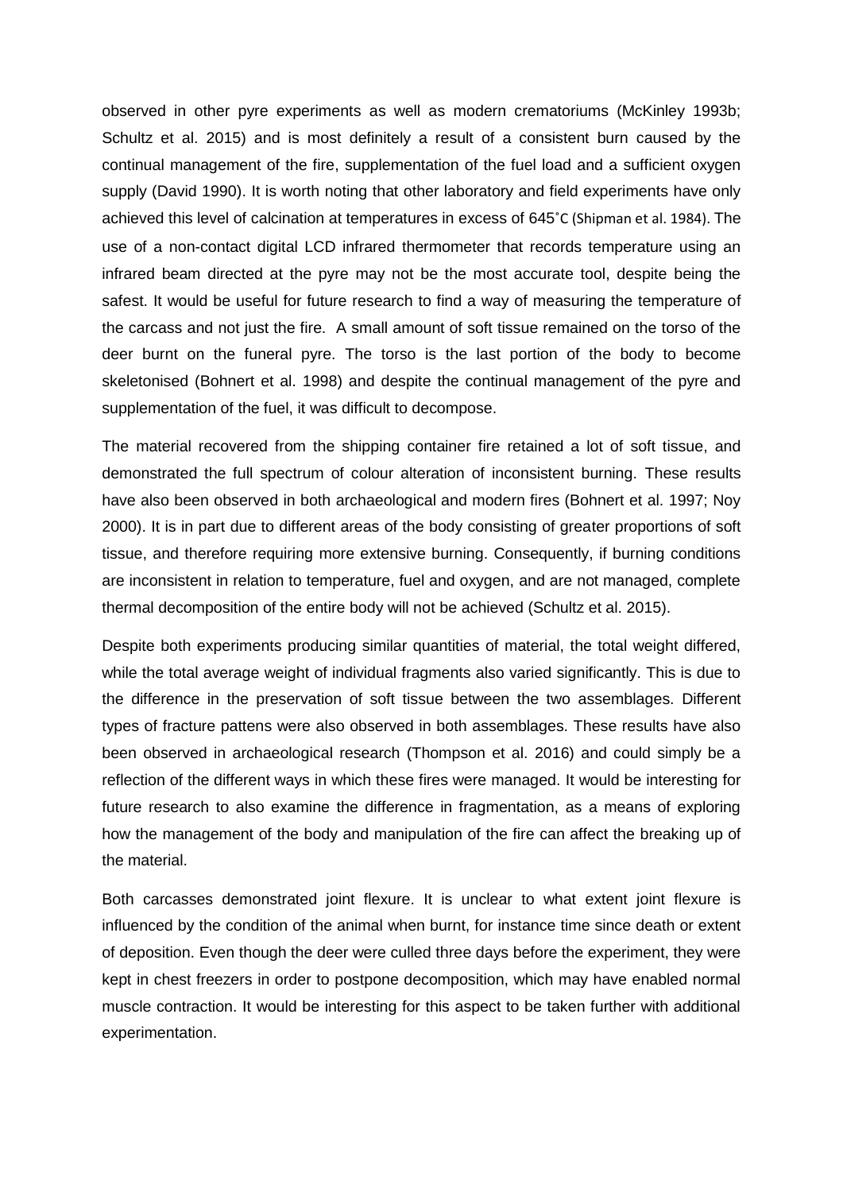observed in other pyre experiments as well as modern crematoriums (McKinley 1993b; Schultz et al. 2015) and is most definitely a result of a consistent burn caused by the continual management of the fire, supplementation of the fuel load and a sufficient oxygen supply (David 1990). It is worth noting that other laboratory and field experiments have only achieved this level of calcination at temperatures in excess of 645˚C (Shipman et al. 1984). The use of a non-contact digital LCD infrared thermometer that records temperature using an infrared beam directed at the pyre may not be the most accurate tool, despite being the safest. It would be useful for future research to find a way of measuring the temperature of the carcass and not just the fire. A small amount of soft tissue remained on the torso of the deer burnt on the funeral pyre. The torso is the last portion of the body to become skeletonised (Bohnert et al. 1998) and despite the continual management of the pyre and supplementation of the fuel, it was difficult to decompose.

The material recovered from the shipping container fire retained a lot of soft tissue, and demonstrated the full spectrum of colour alteration of inconsistent burning. These results have also been observed in both archaeological and modern fires (Bohnert et al. 1997; Noy 2000). It is in part due to different areas of the body consisting of greater proportions of soft tissue, and therefore requiring more extensive burning. Consequently, if burning conditions are inconsistent in relation to temperature, fuel and oxygen, and are not managed, complete thermal decomposition of the entire body will not be achieved (Schultz et al. 2015).

Despite both experiments producing similar quantities of material, the total weight differed, while the total average weight of individual fragments also varied significantly. This is due to the difference in the preservation of soft tissue between the two assemblages. Different types of fracture pattens were also observed in both assemblages. These results have also been observed in archaeological research (Thompson et al. 2016) and could simply be a reflection of the different ways in which these fires were managed. It would be interesting for future research to also examine the difference in fragmentation, as a means of exploring how the management of the body and manipulation of the fire can affect the breaking up of the material.

Both carcasses demonstrated joint flexure. It is unclear to what extent joint flexure is influenced by the condition of the animal when burnt, for instance time since death or extent of deposition. Even though the deer were culled three days before the experiment, they were kept in chest freezers in order to postpone decomposition, which may have enabled normal muscle contraction. It would be interesting for this aspect to be taken further with additional experimentation.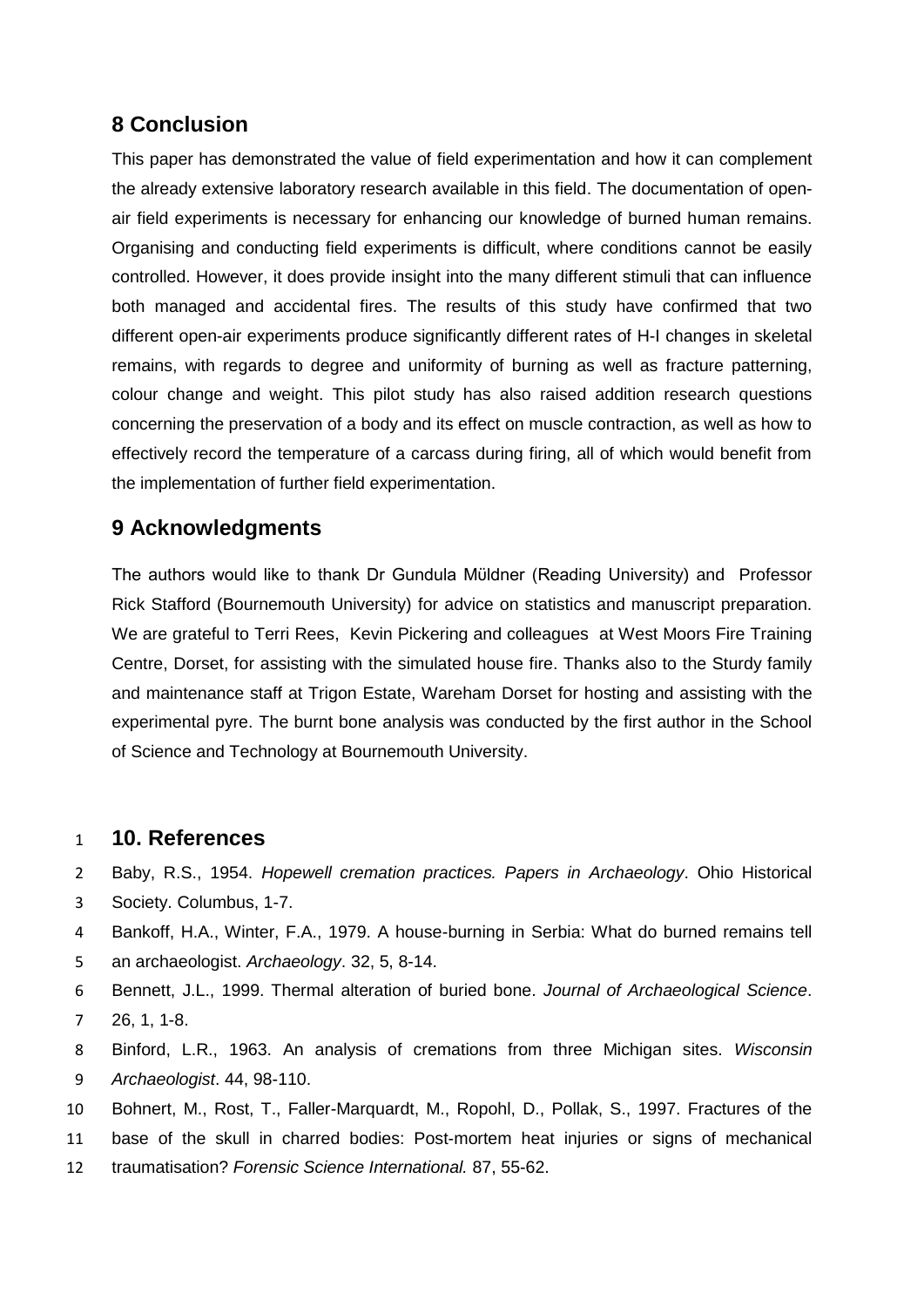## 8 Conclusion

This paper has demonstrated the value of field experimentation and how it can complement the already extensive laboratory research available in this field. The documentation of open-air field experiments is necessary for enhancing our knowledge of burned human remains. Organising and conducting field experiments is difficult, where conditions cannot be easily controlled. However, it does provide insight into the many different stimuli that can influence both managed and accidental fires. The results of this study have confirmed that two different open-air experiments produce significantly different rates of H-I changes in skeletal remains, with regards to degree and uniformity of burning as well as fracture patterning, colour change and weight. This pilot study has also raised addition research questions concerning the preservation of a body and its effect on muscle contraction, as well as how to effectively record the temperature of a carcass during firing, all of which would benefit from the implementation of further field experimentation.

## 9 Acknowledgments

The authors would like to thank Dr Gundula Müldner (Reading University) and Professor Rick Stafford (Bournemouth University) for advice on statistics and manuscript preparation. We are grateful to Terri Rees, Kevin Pickering and colleagues at West Moors Fire Training Centre, Dorset, for assisting with the simulated house fire. Thanks also to the Sturdy family and maintenance staff at Trigon Estate, Wareham Dorset for hosting and assisting with the experimental pyre. The burnt bone analysis was conducted by the first author in the School of Science and Technology at Bournemouth University.

## 10. References

Baby, R.S., 1954. *Hopewell cremation practices. Papers in Archaeology*. Ohio Historical Society. Columbus, 1-7.

Bankoff, H.A., Winter, F.A., 1979. A house-burning in Serbia: What do burned remains tell an archaeologist. *Archaeology*. 32, 5, 8-14.

Bennett, J.L., 1999. Thermal alteration of buried bone. *Journal of Archaeological Science*. 26, 1, 1-8.

Binford, L.R., 1963. An analysis of cremations from three Michigan sites. *Wisconsin Archaeologist*. 44, 98-110.

Bohnert, M., Rost, T., Faller-Marquardt, M., Ropohl, D., Pollak, S., 1997. Fractures of the base of the skull in charred bodies: Post-mortem heat injuries or signs of mechanical traumatisation? *Forensic Science International.* 87, 55-62.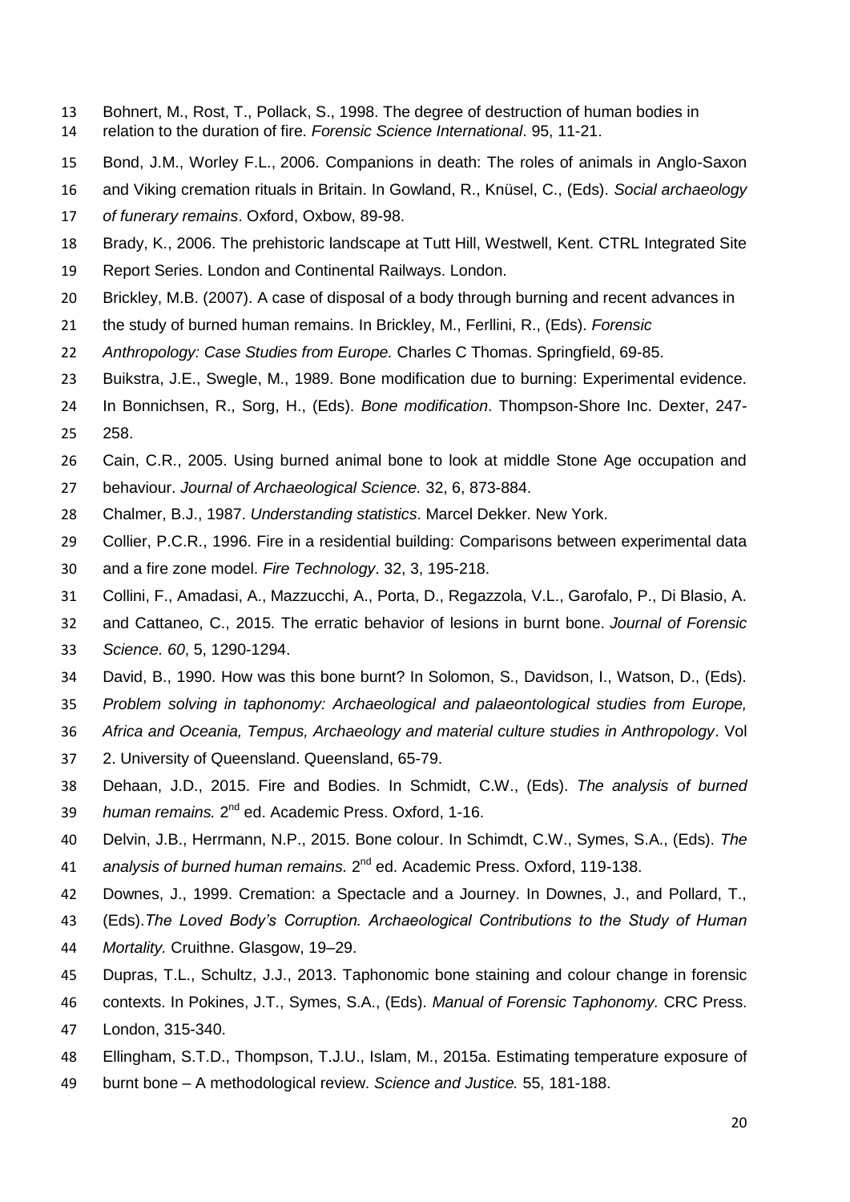Bohnert, M., Rost, T., Pollack, S., 1998. The degree of destruction of human bodies in relation to the duration of fire. *Forensic Science International*. 95, 11-21.

Bond, J.M., Worley F.L., 2006. Companions in death: The roles of animals in Anglo-Saxon and Viking cremation rituals in Britain. In Gowland, R., Knüsel, C., (Eds). *Social archaeology of funerary remains*. Oxford, Oxbow, 89-98.

Brady, K., 2006. The prehistoric landscape at Tutt Hill, Westwell, Kent. CTRL Integrated Site Report Series. London and Continental Railways. London.

Brickley, M.B. (2007). A case of disposal of a body through burning and recent advances in the study of burned human remains. In Brickley, M., Ferllini, R., (Eds). *Forensic Anthropology: Case Studies from Europe.* Charles C Thomas. Springfield, 69-85.

Buikstra, J.E., Swegle, M., 1989. Bone modification due to burning: Experimental evidence. In Bonnichsen, R., Sorg, H., (Eds). *Bone modification*. Thompson-Shore Inc. Dexter, 247-258.

Cain, C.R., 2005. Using burned animal bone to look at middle Stone Age occupation and behaviour. *Journal of Archaeological Science.* 32, 6, 873-884.

Chalmer, B.J., 1987. *Understanding statistics*. Marcel Dekker. New York.

Collier, P.C.R., 1996. Fire in a residential building: Comparisons between experimental data and a fire zone model. *Fire Technology*. 32, 3, 195-218.

Collini, F., Amadasi, A., Mazzucchi, A., Porta, D., Regazzola, V.L., Garofalo, P., Di Blasio, A. and Cattaneo, C., 2015. The erratic behavior of lesions in burnt bone. *Journal of Forensic Science. 60*, 5, 1290-1294.

David, B., 1990. How was this bone burnt? In Solomon, S., Davidson, I., Watson, D., (Eds). *Problem solving in taphonomy: Archaeological and palaeontological studies from Europe, Africa and Oceania, Tempus, Archaeology and material culture studies in Anthropology*. Vol 2. University of Queensland. Queensland, 65-79.

Dehaan, J.D., 2015. Fire and Bodies. In Schmidt, C.W., (Eds). *The analysis of burned human remains.* 2nd ed. Academic Press. Oxford, 1-16.

Delvin, J.B., Herrmann, N.P., 2015. Bone colour. In Schimdt, C.W., Symes, S.A., (Eds). *The analysis of burned human remains.* 2nd ed. Academic Press. Oxford, 119-138.

Downes, J., 1999. Cremation: a Spectacle and a Journey. In Downes, J., and Pollard, T., (Eds).*The Loved Body's Corruption. Archaeological Contributions to the Study of Human Mortality.* Cruithne. Glasgow, 19–29.

Dupras, T.L., Schultz, J.J., 2013. Taphonomic bone staining and colour change in forensic contexts. In Pokines, J.T., Symes, S.A., (Eds). *Manual of Forensic Taphonomy.* CRC Press. London, 315-340.

Ellingham, S.T.D., Thompson, T.J.U., Islam, M., 2015a. Estimating temperature exposure of burnt bone – A methodological review. *Science and Justice.* 55, 181-188.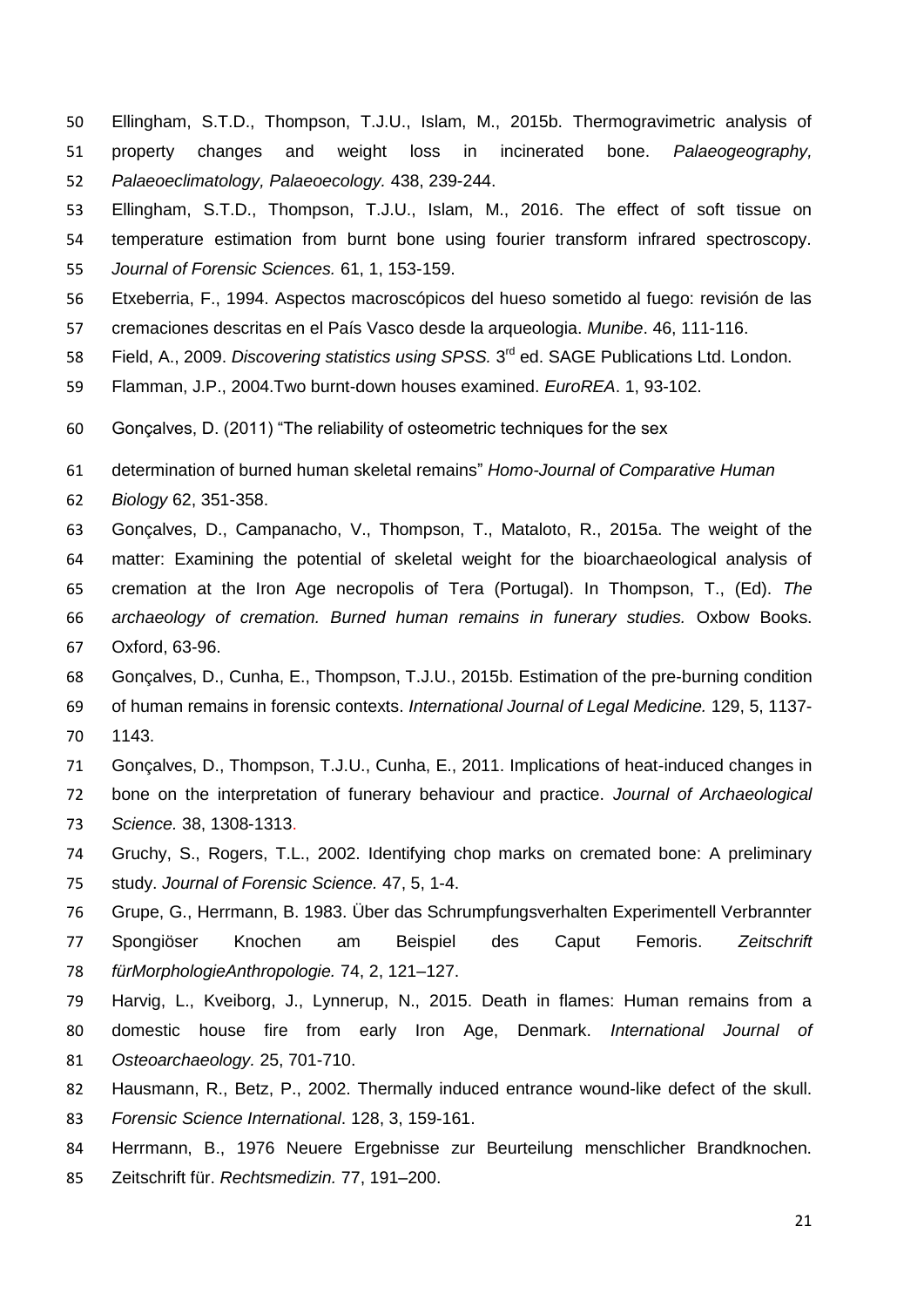Ellingham, S.T.D., Thompson, T.J.U., Islam, M., 2015b. Thermogravimetric analysis of property changes and weight loss in incinerated bone. *Palaeogeography, Palaeoeclimatology, Palaeoecology.* 438, 239-244.

Ellingham, S.T.D., Thompson, T.J.U., Islam, M., 2016. The effect of soft tissue on temperature estimation from burnt bone using fourier transform infrared spectroscopy. *Journal of Forensic Sciences.* 61, 1, 153-159.

Etxeberria, F., 1994. Aspectos macroscópicos del hueso sometido al fuego: revisión de las cremaciones descritas en el País Vasco desde la arqueologia. *Munibe*. 46, 111-116.

Field, A., 2009. *Discovering statistics using SPSS.* 3rd ed. SAGE Publications Ltd. London.

Flamman, J.P., 2004.Two burnt-down houses examined. *EuroREA*. 1, 93-102.

Gonçalves, D. (2011) "The reliability of osteometric techniques for the sex determination of burned human skeletal remains" *Homo-Journal of Comparative Human Biology* 62, 351-358.

Gonçalves, D., Campanacho, V., Thompson, T., Mataloto, R., 2015a. The weight of the matter: Examining the potential of skeletal weight for the bioarchaeological analysis of cremation at the Iron Age necropolis of Tera (Portugal). In Thompson, T., (Ed). *The archaeology of cremation. Burned human remains in funerary studies.* Oxbow Books. Oxford, 63-96.

Gonçalves, D., Cunha, E., Thompson, T.J.U., 2015b. Estimation of the pre-burning condition of human remains in forensic contexts. *International Journal of Legal Medicine.* 129, 5, 1137-1143.

Gonçalves, D., Thompson, T.J.U., Cunha, E., 2011. Implications of heat-induced changes in bone on the interpretation of funerary behaviour and practice. *Journal of Archaeological Science.* 38, 1308-1313.

Gruchy, S., Rogers, T.L., 2002. Identifying chop marks on cremated bone: A preliminary study. *Journal of Forensic Science.* 47, 5, 1-4.

Grupe, G., Herrmann, B. 1983. Über das Schrumpfungsverhalten Experimentell Verbrannter Spongiöser Knochen am Beispiel des Caput Femoris. *Zeitschrift fürMorphologieAnthropologie.* 74, 2, 121–127.

Harvig, L., Kveiborg, J., Lynnerup, N., 2015. Death in flames: Human remains from a domestic house fire from early Iron Age, Denmark. *International Journal of Osteoarchaeology.* 25, 701-710.

Hausmann, R., Betz, P., 2002. Thermally induced entrance wound-like defect of the skull. *Forensic Science International*. 128, 3, 159-161.

Herrmann, B., 1976 Neuere Ergebnisse zur Beurteilung menschlicher Brandknochen. Zeitschrift für. *Rechtsmedizin.* 77, 191–200.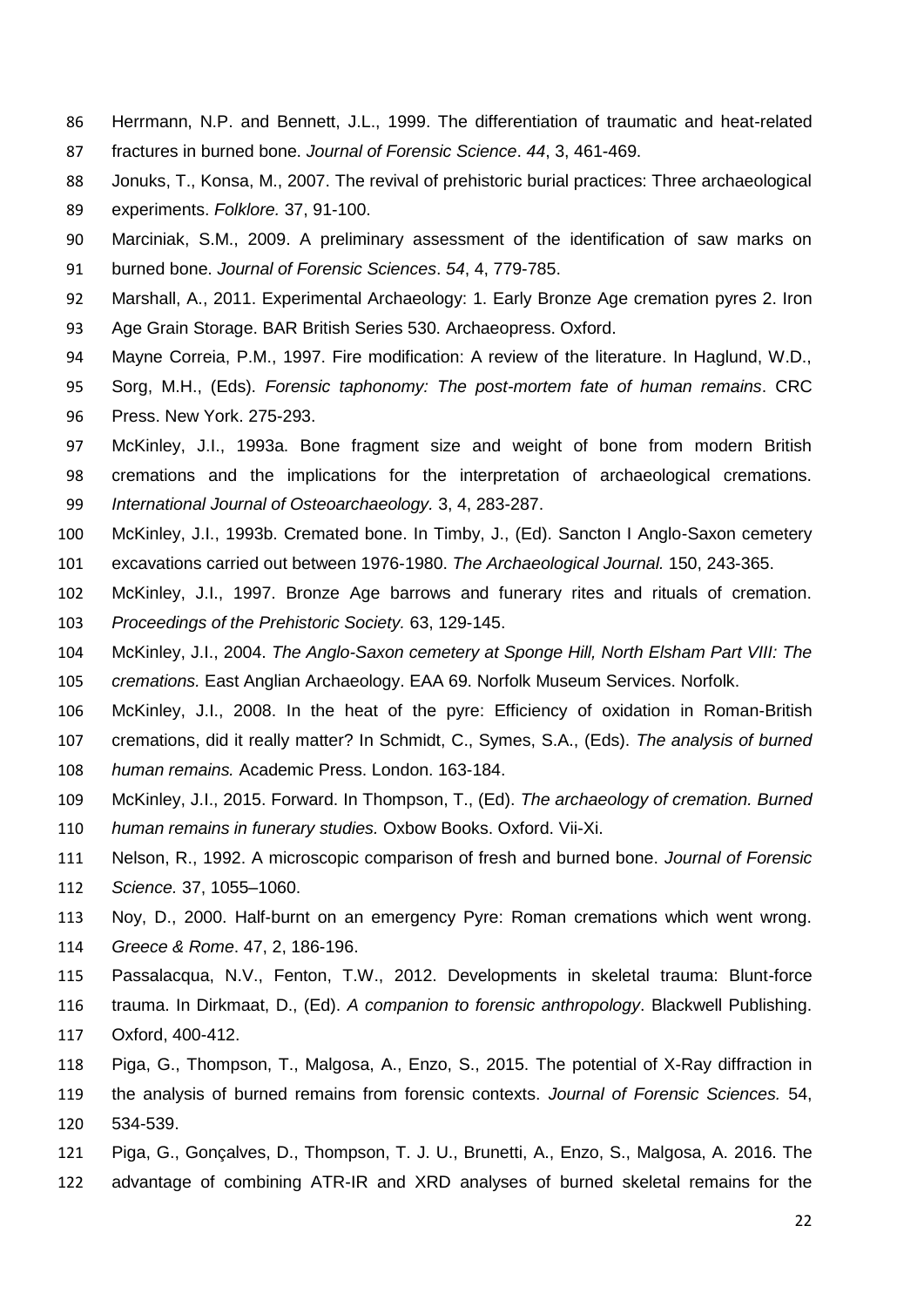Herrmann, N.P. and Bennett, J.L., 1999. The differentiation of traumatic and heat-related fractures in burned bone. *Journal of Forensic Science*. *44*, 3, 461-469.

Jonuks, T., Konsa, M., 2007. The revival of prehistoric burial practices: Three archaeological experiments. *Folklore.* 37, 91-100.

Marciniak, S.M., 2009. A preliminary assessment of the identification of saw marks on burned bone. *Journal of Forensic Sciences*. *54*, 4, 779-785.

Marshall, A., 2011. Experimental Archaeology: 1. Early Bronze Age cremation pyres 2. Iron Age Grain Storage. BAR British Series 530. Archaeopress. Oxford.

Mayne Correia, P.M., 1997. Fire modification: A review of the literature. In Haglund, W.D., Sorg, M.H., (Eds). *Forensic taphonomy: The post-mortem fate of human remains*. CRC Press. New York. 275-293.

McKinley, J.I., 1993a. Bone fragment size and weight of bone from modern British cremations and the implications for the interpretation of archaeological cremations. *International Journal of Osteoarchaeology.* 3, 4, 283-287.

McKinley, J.I., 1993b. Cremated bone. In Timby, J., (Ed). Sancton I Anglo-Saxon cemetery excavations carried out between 1976-1980. *The Archaeological Journal.* 150, 243-365.

McKinley, J.I., 1997. Bronze Age barrows and funerary rites and rituals of cremation. *Proceedings of the Prehistoric Society.* 63, 129-145.

McKinley, J.I., 2004. *The Anglo-Saxon cemetery at Sponge Hill, North Elsham Part VIII: The cremations.* East Anglian Archaeology. EAA 69. Norfolk Museum Services. Norfolk.

McKinley, J.I., 2008. In the heat of the pyre: Efficiency of oxidation in Roman-British cremations, did it really matter? In Schmidt, C., Symes, S.A., (Eds). *The analysis of burned human remains.* Academic Press. London. 163-184.

McKinley, J.I., 2015. Forward. In Thompson, T., (Ed). *The archaeology of cremation. Burned human remains in funerary studies.* Oxbow Books. Oxford. Vii-Xi.

Nelson, R., 1992. A microscopic comparison of fresh and burned bone. *Journal of Forensic Science.* 37, 1055–1060.

Noy, D., 2000. Half-burnt on an emergency Pyre: Roman cremations which went wrong. *Greece & Rome*. 47, 2, 186-196.

Passalacqua, N.V., Fenton, T.W., 2012. Developments in skeletal trauma: Blunt-force trauma. In Dirkmaat, D., (Ed). *A companion to forensic anthropology*. Blackwell Publishing. Oxford, 400-412.

Piga, G., Thompson, T., Malgosa, A., Enzo, S., 2015. The potential of X-Ray diffraction in the analysis of burned remains from forensic contexts. *Journal of Forensic Sciences.* 54, 534-539.

Piga, G., Gonçalves, D., Thompson, T. J. U., Brunetti, A., Enzo, S., Malgosa, A. 2016. The advantage of combining ATR-IR and XRD analyses of burned skeletal remains for the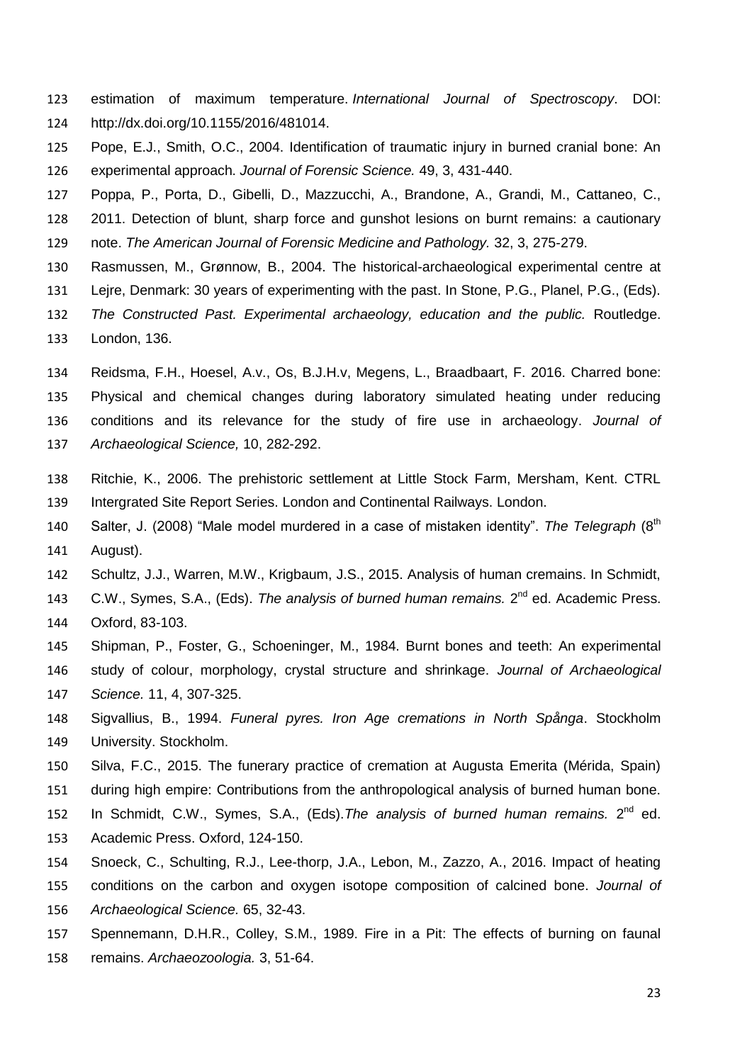estimation of maximum temperature. *International Journal of Spectroscopy*. DOI: http://dx.doi.org/10.1155/2016/481014.

Pope, E.J., Smith, O.C., 2004. Identification of traumatic injury in burned cranial bone: An experimental approach. *Journal of Forensic Science.* 49, 3, 431-440.

Poppa, P., Porta, D., Gibelli, D., Mazzucchi, A., Brandone, A., Grandi, M., Cattaneo, C., 2011. Detection of blunt, sharp force and gunshot lesions on burnt remains: a cautionary note. *The American Journal of Forensic Medicine and Pathology.* 32, 3, 275-279.

Rasmussen, M., Grønnow, B., 2004. The historical-archaeological experimental centre at Lejre, Denmark: 30 years of experimenting with the past. In Stone, P.G., Planel, P.G., (Eds). *The Constructed Past. Experimental archaeology, education and the public.* Routledge. London, 136.

Reidsma, F.H., Hoesel, A.v., Os, B.J.H.v, Megens, L., Braadbaart, F. 2016. Charred bone: Physical and chemical changes during laboratory simulated heating under reducing conditions and its relevance for the study of fire use in archaeology. *Journal of Archaeological Science,* 10, 282-292.

Ritchie, K., 2006. The prehistoric settlement at Little Stock Farm, Mersham, Kent. CTRL Intergrated Site Report Series. London and Continental Railways. London.

Salter, J. (2008) "Male model murdered in a case of mistaken identity". *The Telegraph* (8th August).

Schultz, J.J., Warren, M.W., Krigbaum, J.S., 2015. Analysis of human cremains. In Schmidt, C.W., Symes, S.A., (Eds). *The analysis of burned human remains.* 2nd ed. Academic Press. Oxford, 83-103.

Shipman, P., Foster, G., Schoeninger, M., 1984. Burnt bones and teeth: An experimental study of colour, morphology, crystal structure and shrinkage. *Journal of Archaeological Science.* 11, 4, 307-325.

Sigvallius, B., 1994. *Funeral pyres. Iron Age cremations in North Spånga*. Stockholm University. Stockholm.

Silva, F.C., 2015. The funerary practice of cremation at Augusta Emerita (Mérida, Spain) during high empire: Contributions from the anthropological analysis of burned human bone. In Schmidt, C.W., Symes, S.A., (Eds).*The analysis of burned human remains.* 2nd ed. Academic Press. Oxford, 124-150.

Snoeck, C., Schulting, R.J., Lee-thorp, J.A., Lebon, M., Zazzo, A., 2016. Impact of heating conditions on the carbon and oxygen isotope composition of calcined bone. *Journal of Archaeological Science.* 65, 32-43.

Spennemann, D.H.R., Colley, S.M., 1989. Fire in a Pit: The effects of burning on faunal remains. *Archaeozoologia.* 3, 51-64.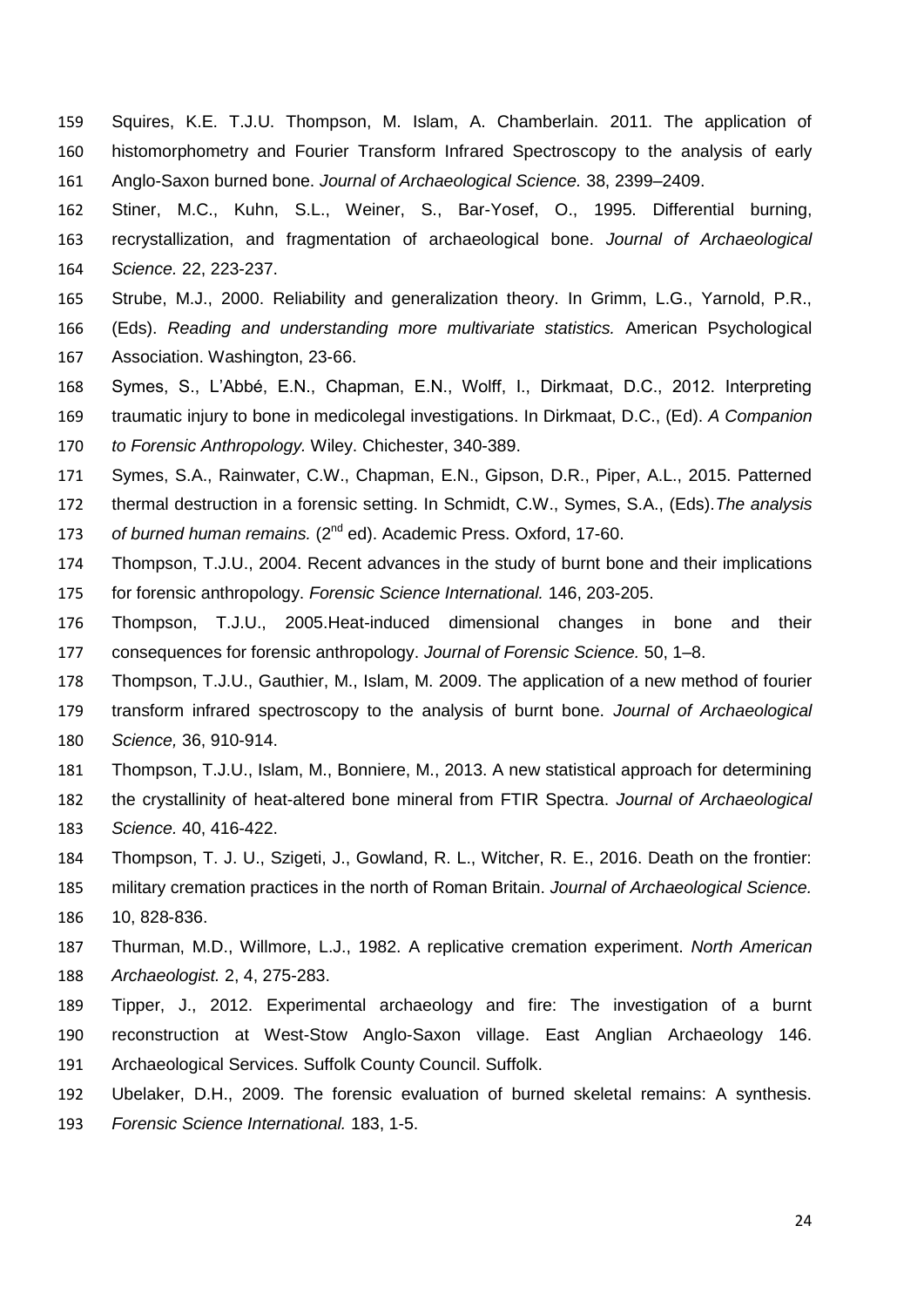Squires, K.E. T.J.U. Thompson, M. Islam, A. Chamberlain. 2011. The application of histomorphometry and Fourier Transform Infrared Spectroscopy to the analysis of early Anglo-Saxon burned bone. *Journal of Archaeological Science.* 38, 2399–2409.

Stiner, M.C., Kuhn, S.L., Weiner, S., Bar-Yosef, O., 1995. Differential burning, recrystallization, and fragmentation of archaeological bone. *Journal of Archaeological Science.* 22, 223-237.

Strube, M.J., 2000. Reliability and generalization theory. In Grimm, L.G., Yarnold, P.R., (Eds). *Reading and understanding more multivariate statistics.* American Psychological Association. Washington, 23-66.

Symes, S., L'Abbé, E.N., Chapman, E.N., Wolff, I., Dirkmaat, D.C., 2012. Interpreting traumatic injury to bone in medicolegal investigations. In Dirkmaat, D.C., (Ed). *A Companion to Forensic Anthropology.* Wiley. Chichester, 340-389.

Symes, S.A., Rainwater, C.W., Chapman, E.N., Gipson, D.R., Piper, A.L., 2015. Patterned thermal destruction in a forensic setting. In Schmidt, C.W., Symes, S.A., (Eds).*The analysis of burned human remains.* (2nd ed). Academic Press. Oxford, 17-60.

Thompson, T.J.U., 2004. Recent advances in the study of burnt bone and their implications for forensic anthropology. *Forensic Science International.* 146, 203-205.

Thompson, T.J.U., 2005.Heat-induced dimensional changes in bone and their consequences for forensic anthropology. *Journal of Forensic Science.* 50, 1–8.

Thompson, T.J.U., Gauthier, M., Islam, M. 2009. The application of a new method of fourier transform infrared spectroscopy to the analysis of burnt bone. *Journal of Archaeological Science,* 36, 910-914.

Thompson, T.J.U., Islam, M., Bonniere, M., 2013. A new statistical approach for determining the crystallinity of heat-altered bone mineral from FTIR Spectra. *Journal of Archaeological Science.* 40, 416-422.

Thompson, T. J. U., Szigeti, J., Gowland, R. L., Witcher, R. E., 2016. Death on the frontier: military cremation practices in the north of Roman Britain. *Journal of Archaeological Science.* 10, 828-836.

Thurman, M.D., Willmore, L.J., 1982. A replicative cremation experiment. *North American Archaeologist.* 2, 4, 275-283.

Tipper, J., 2012. Experimental archaeology and fire: The investigation of a burnt reconstruction at West-Stow Anglo-Saxon village. East Anglian Archaeology 146. Archaeological Services. Suffolk County Council. Suffolk.

Ubelaker, D.H., 2009. The forensic evaluation of burned skeletal remains: A synthesis. *Forensic Science International.* 183, 1-5.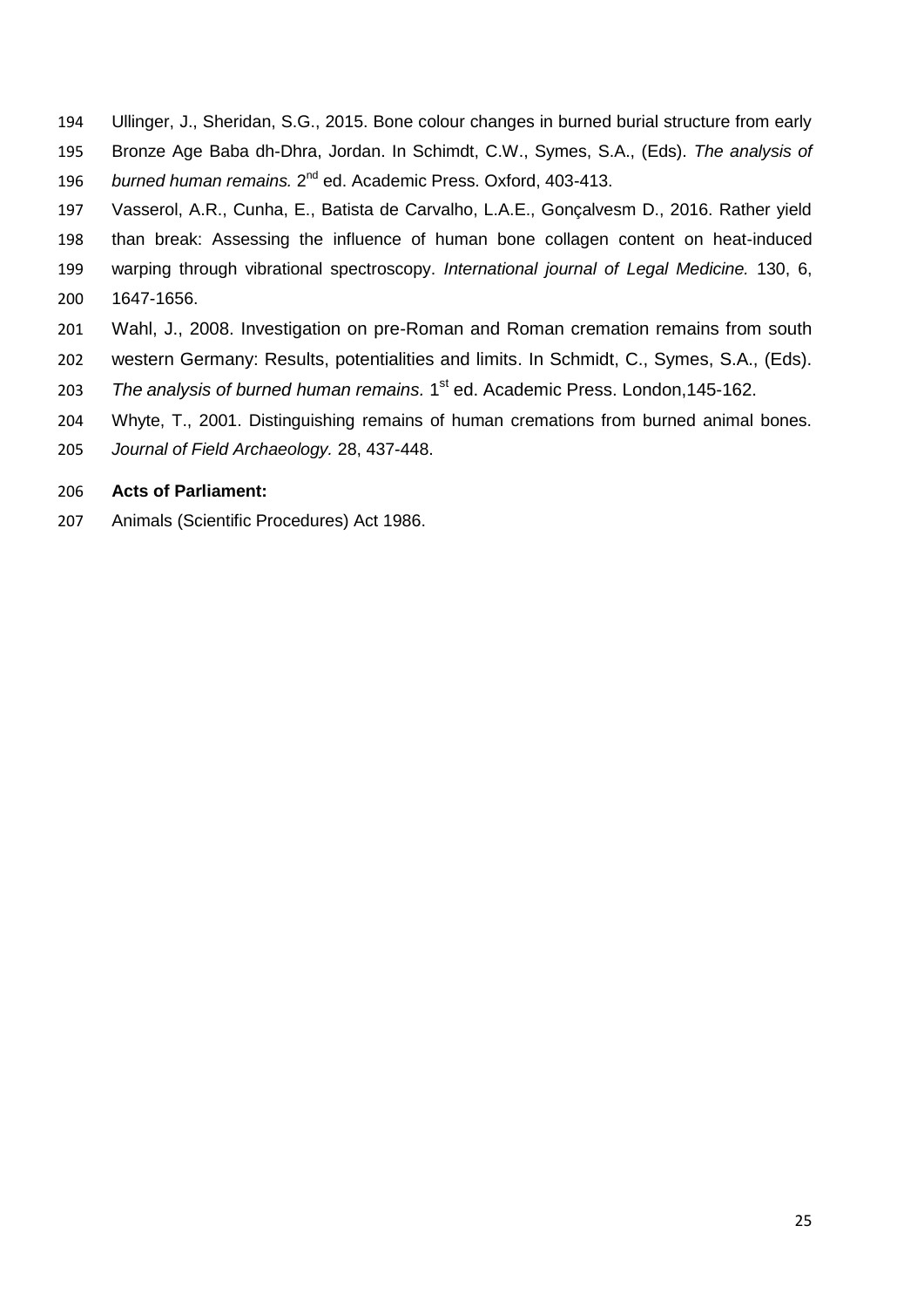Ullinger, J., Sheridan, S.G., 2015. Bone colour changes in burned burial structure from early Bronze Age Baba dh-Dhra, Jordan. In Schimdt, C.W., Symes, S.A., (Eds). *The analysis of burned human remains.* 2nd ed. Academic Press. Oxford, 403-413.

Vasserol, A.R., Cunha, E., Batista de Carvalho, L.A.E., Gonçalvesm D., 2016. Rather yield than break: Assessing the influence of human bone collagen content on heat-induced warping through vibrational spectroscopy. *International journal of Legal Medicine.* 130, 6, 1647-1656.

Wahl, J., 2008. Investigation on pre-Roman and Roman cremation remains from south western Germany: Results, potentialities and limits. In Schmidt, C., Symes, S.A., (Eds). *The analysis of burned human remains.* 1st ed. Academic Press. London,145-162.

Whyte, T., 2001. Distinguishing remains of human cremations from burned animal bones. *Journal of Field Archaeology.* 28, 437-448.

**Acts of Parliament:**

Animals (Scientific Procedures) Act 1986.